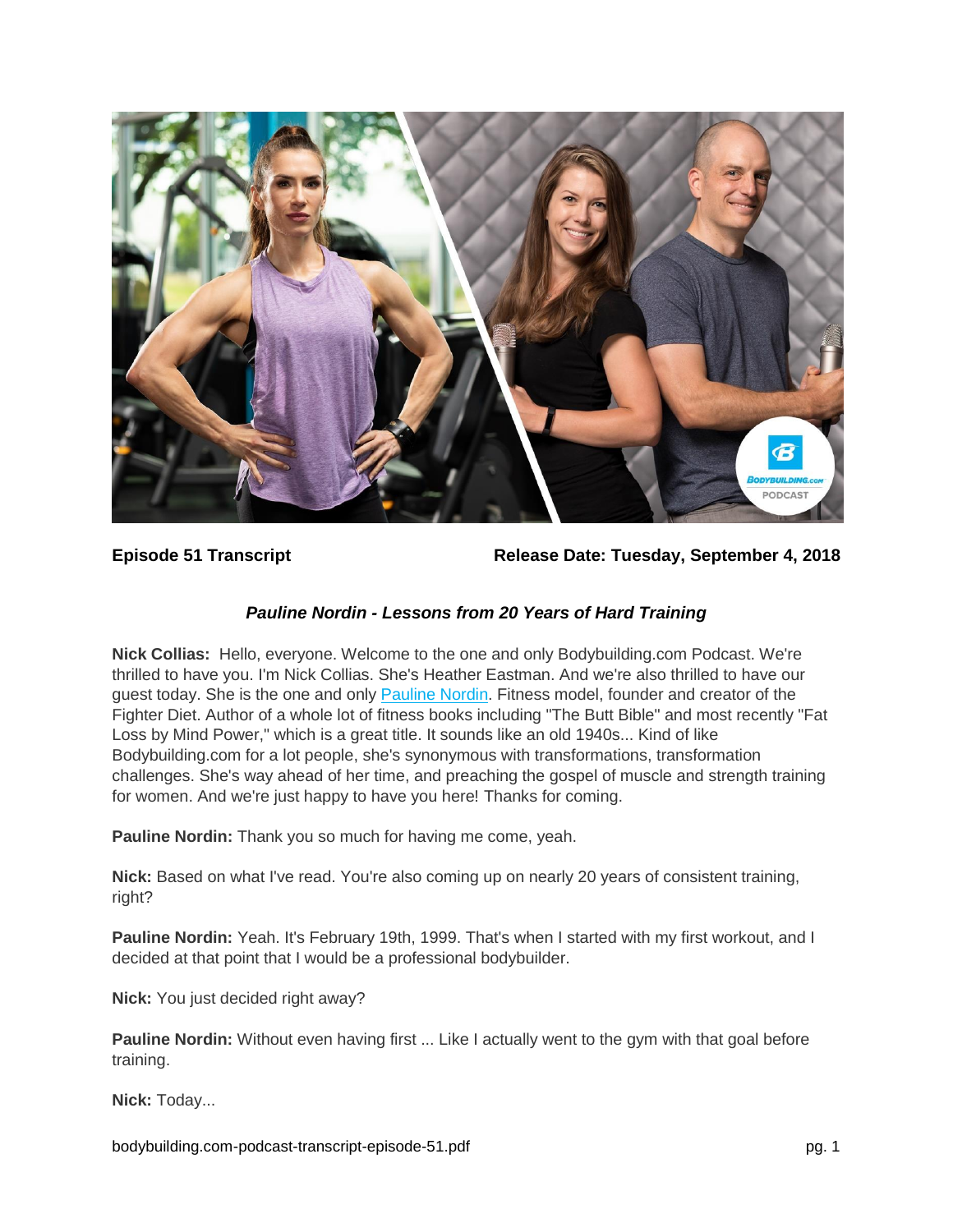**Episode 51 Transcript** **Release Date: Tuesday, September 4, 2018**

### *Pauline Nordin - Lessons from 20 Years of Hard Training*

**Nick Collias:** Hello, everyone. Welcome to the one and only Bodybuilding.com Podcast. We're thrilled to have you. I'm Nick Collias. She's Heather Eastman. And we're also thrilled to have our guest today. She is the one and only Pauline Nordin. Fitness model, founder and creator of the Fighter Diet. Author of a whole lot of fitness books including "The Butt Bible" and most recently "Fat Loss by Mind Power," which is a great title. It sounds like an old 1940s... Kind of like Bodybuilding.com for a lot people, she's synonymous with transformations, transformation challenges. She's way ahead of her time, and preaching the gospel of muscle and strength training for women. And we're just happy to have you here! Thanks for coming.

**Pauline Nordin:** Thank you so much for having me come, yeah.

**Nick:** Based on what I've read. You're also coming up on nearly 20 years of consistent training, right?

**Pauline Nordin:** Yeah. It's February 19th, 1999. That's when I started with my first workout, and I decided at that point that I would be a professional bodybuilder.

**Nick:** You just decided right away?

**Pauline Nordin:** Without even having first ... Like I actually went to the gym with that goal before training.

**Nick:** Today...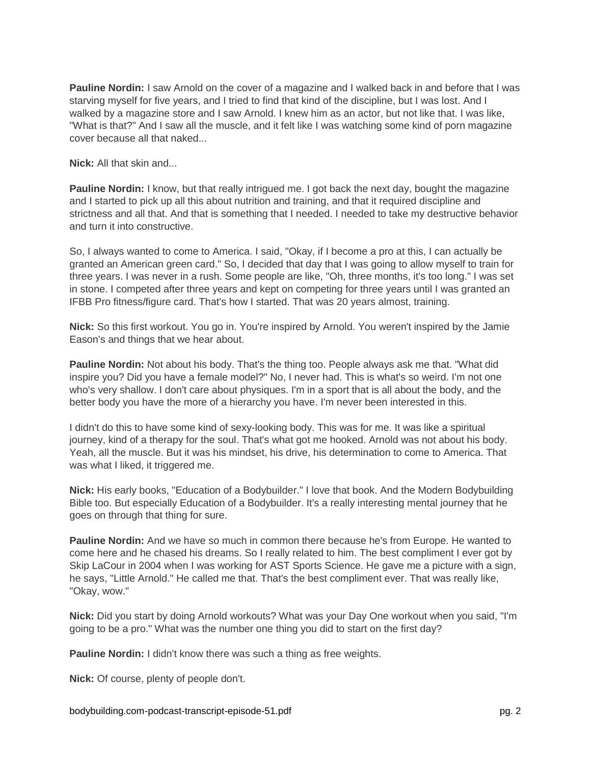**Pauline Nordin:** I saw Arnold on the cover of a magazine and I walked back in and before that I was starving myself for five years, and I tried to find that kind of the discipline, but I was lost. And I walked by a magazine store and I saw Arnold. I knew him as an actor, but not like that. I was like, "What is that?" And I saw all the muscle, and it felt like I was watching some kind of porn magazine cover because all that naked...

**Nick:** All that skin and...

**Pauline Nordin:** I know, but that really intrigued me. I got back the next day, bought the magazine and I started to pick up all this about nutrition and training, and that it required discipline and strictness and all that. And that is something that I needed. I needed to take my destructive behavior and turn it into constructive.

So, I always wanted to come to America. I said, "Okay, if I become a pro at this, I can actually be granted an American green card." So, I decided that day that I was going to allow myself to train for three years. I was never in a rush. Some people are like, "Oh, three months, it's too long." I was set in stone. I competed after three years and kept on competing for three years until I was granted an IFBB Pro fitness/figure card. That's how I started. That was 20 years almost, training.

**Nick:** So this first workout. You go in. You're inspired by Arnold. You weren't inspired by the Jamie Eason's and things that we hear about.

**Pauline Nordin:** Not about his body. That's the thing too. People always ask me that. "What did inspire you? Did you have a female model?" No, I never had. This is what's so weird. I'm not one who's very shallow. I don't care about physiques. I'm in a sport that is all about the body, and the better body you have the more of a hierarchy you have. I'm never been interested in this.

I didn't do this to have some kind of sexy-looking body. This was for me. It was like a spiritual journey, kind of a therapy for the soul. That's what got me hooked. Arnold was not about his body. Yeah, all the muscle. But it was his mindset, his drive, his determination to come to America. That was what I liked, it triggered me.

**Nick:** His early books, "Education of a Bodybuilder." I love that book. And the Modern Bodybuilding Bible too. But especially Education of a Bodybuilder. It's a really interesting mental journey that he goes on through that thing for sure.

**Pauline Nordin:** And we have so much in common there because he's from Europe. He wanted to come here and he chased his dreams. So I really related to him. The best compliment I ever got by Skip LaCour in 2004 when I was working for AST Sports Science. He gave me a picture with a sign, he says, "Little Arnold." He called me that. That's the best compliment ever. That was really like, "Okay, wow."

**Nick:** Did you start by doing Arnold workouts? What was your Day One workout when you said, "I'm going to be a pro." What was the number one thing you did to start on the first day?

**Pauline Nordin:** I didn't know there was such a thing as free weights.

**Nick:** Of course, plenty of people don't.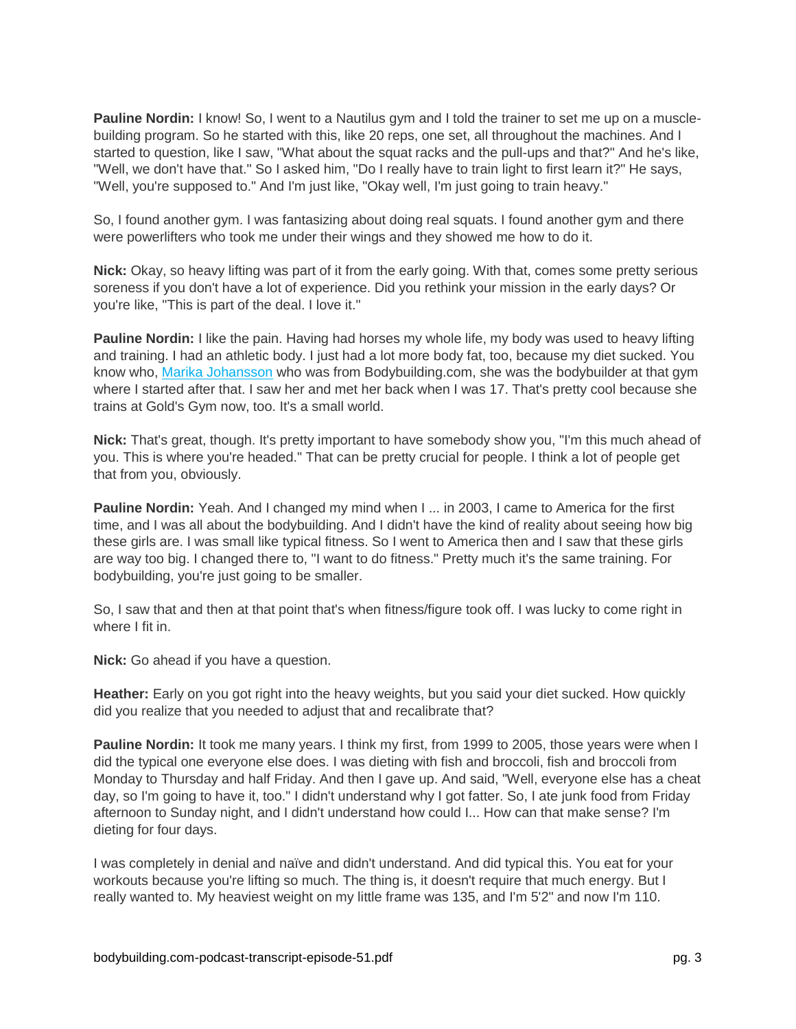**Pauline Nordin:** I know! So, I went to a Nautilus gym and I told the trainer to set me up on a muscle-building program. So he started with this, like 20 reps, one set, all throughout the machines. And I started to question, like I saw, "What about the squat racks and the pull-ups and that?" And he's like, "Well, we don't have that." So I asked him, "Do I really have to train light to first learn it?" He says, "Well, you're supposed to." And I'm just like, "Okay well, I'm just going to train heavy."

So, I found another gym. I was fantasizing about doing real squats. I found another gym and there were powerlifters who took me under their wings and they showed me how to do it.

**Nick:** Okay, so heavy lifting was part of it from the early going. With that, comes some pretty serious soreness if you don't have a lot of experience. Did you rethink your mission in the early days? Or you're like, "This is part of the deal. I love it."

**Pauline Nordin:** I like the pain. Having had horses my whole life, my body was used to heavy lifting and training. I had an athletic body. I just had a lot more body fat, too, because my diet sucked. You know who, Marika Johansson who was from Bodybuilding.com, she was the bodybuilder at that gym where I started after that. I saw her and met her back when I was 17. That's pretty cool because she trains at Gold's Gym now, too. It's a small world.

**Nick:** That's great, though. It's pretty important to have somebody show you, "I'm this much ahead of you. This is where you're headed." That can be pretty crucial for people. I think a lot of people get that from you, obviously.

**Pauline Nordin:** Yeah. And I changed my mind when I ... in 2003, I came to America for the first time, and I was all about the bodybuilding. And I didn't have the kind of reality about seeing how big these girls are. I was small like typical fitness. So I went to America then and I saw that these girls are way too big. I changed there to, "I want to do fitness." Pretty much it's the same training. For bodybuilding, you're just going to be smaller.

So, I saw that and then at that point that's when fitness/figure took off. I was lucky to come right in where I fit in.

**Nick:** Go ahead if you have a question.

**Heather:** Early on you got right into the heavy weights, but you said your diet sucked. How quickly did you realize that you needed to adjust that and recalibrate that?

**Pauline Nordin:** It took me many years. I think my first, from 1999 to 2005, those years were when I did the typical one everyone else does. I was dieting with fish and broccoli, fish and broccoli from Monday to Thursday and half Friday. And then I gave up. And said, "Well, everyone else has a cheat day, so I'm going to have it, too." I didn't understand why I got fatter. So, I ate junk food from Friday afternoon to Sunday night, and I didn't understand how could I... How can that make sense? I'm dieting for four days.

I was completely in denial and naïve and didn't understand. And did typical this. You eat for your workouts because you're lifting so much. The thing is, it doesn't require that much energy. But I really wanted to. My heaviest weight on my little frame was 135, and I'm 5'2" and now I'm 110.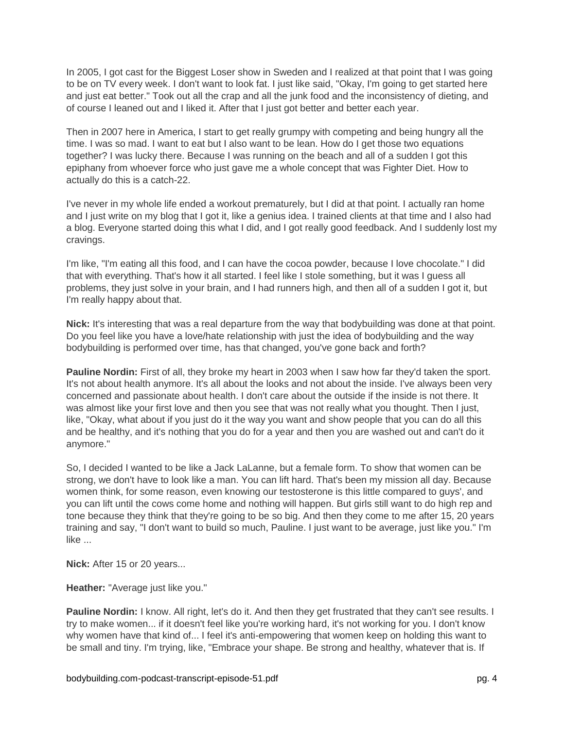In 2005, I got cast for the Biggest Loser show in Sweden and I realized at that point that I was going to be on TV every week. I don't want to look fat. I just like said, "Okay, I'm going to get started here and just eat better." Took out all the crap and all the junk food and the inconsistency of dieting, and of course I leaned out and I liked it. After that I just got better and better each year.

Then in 2007 here in America, I start to get really grumpy with competing and being hungry all the time. I was so mad. I want to eat but I also want to be lean. How do I get those two equations together? I was lucky there. Because I was running on the beach and all of a sudden I got this epiphany from whoever force who just gave me a whole concept that was Fighter Diet. How to actually do this is a catch-22.

I've never in my whole life ended a workout prematurely, but I did at that point. I actually ran home and I just write on my blog that I got it, like a genius idea. I trained clients at that time and I also had a blog. Everyone started doing this what I did, and I got really good feedback. And I suddenly lost my cravings.

I'm like, "I'm eating all this food, and I can have the cocoa powder, because I love chocolate." I did that with everything. That's how it all started. I feel like I stole something, but it was I guess all problems, they just solve in your brain, and I had runners high, and then all of a sudden I got it, but I'm really happy about that.

**Nick:** It's interesting that was a real departure from the way that bodybuilding was done at that point. Do you feel like you have a love/hate relationship with just the idea of bodybuilding and the way bodybuilding is performed over time, has that changed, you've gone back and forth?

**Pauline Nordin:** First of all, they broke my heart in 2003 when I saw how far they'd taken the sport. It's not about health anymore. It's all about the looks and not about the inside. I've always been very concerned and passionate about health. I don't care about the outside if the inside is not there. It was almost like your first love and then you see that was not really what you thought. Then I just, like, "Okay, what about if you just do it the way you want and show people that you can do all this and be healthy, and it's nothing that you do for a year and then you are washed out and can't do it anymore."

So, I decided I wanted to be like a Jack LaLanne, but a female form. To show that women can be strong, we don't have to look like a man. You can lift hard. That's been my mission all day. Because women think, for some reason, even knowing our testosterone is this little compared to guys', and you can lift until the cows come home and nothing will happen. But girls still want to do high rep and tone because they think that they're going to be so big. And then they come to me after 15, 20 years training and say, "I don't want to build so much, Pauline. I just want to be average, just like you." I'm like ...

**Nick:** After 15 or 20 years...

**Heather:** "Average just like you."

**Pauline Nordin:** I know. All right, let's do it. And then they get frustrated that they can't see results. I try to make women... if it doesn't feel like you're working hard, it's not working for you. I don't know why women have that kind of... I feel it's anti-empowering that women keep on holding this want to be small and tiny. I'm trying, like, "Embrace your shape. Be strong and healthy, whatever that is. If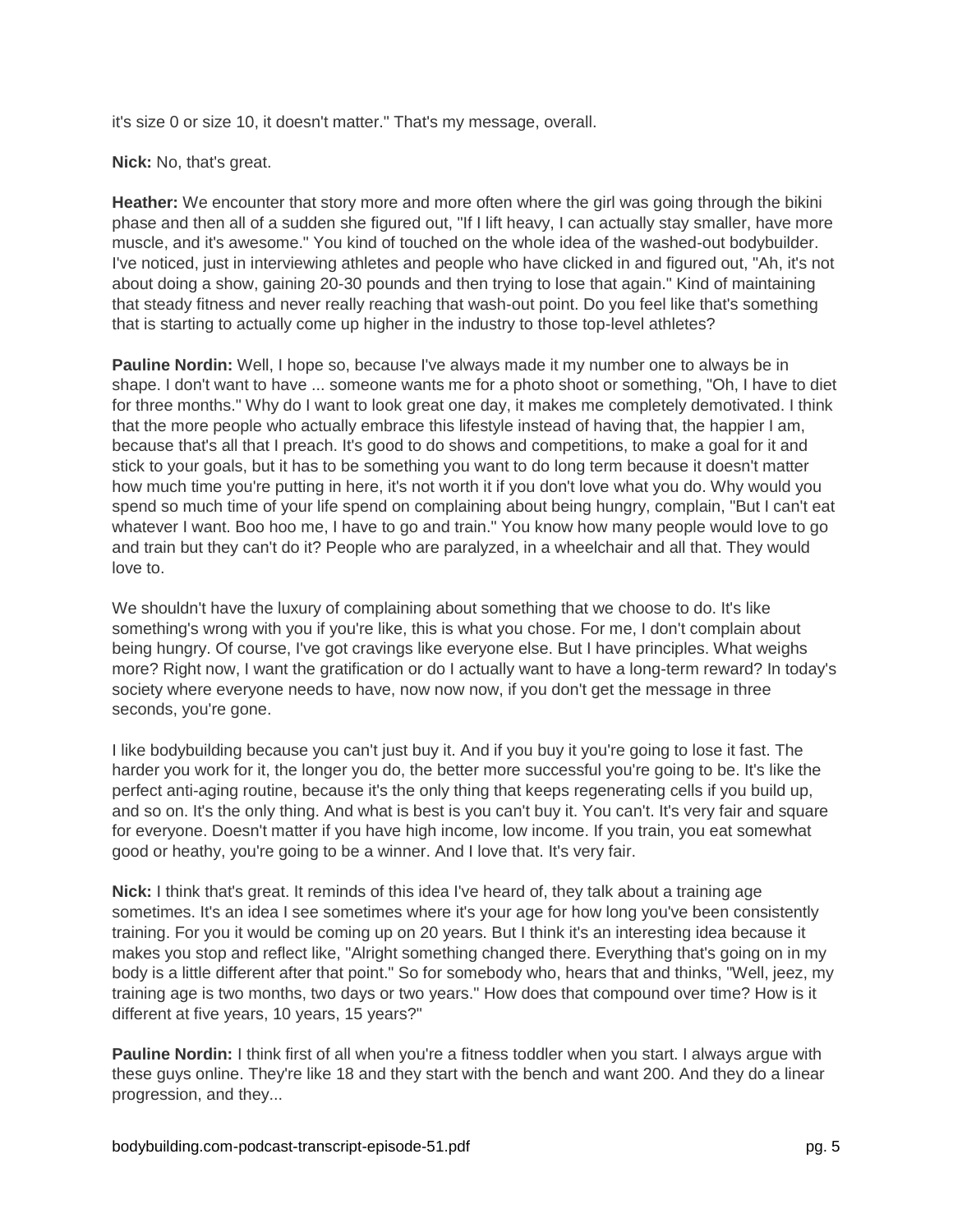it's size 0 or size 10, it doesn't matter." That's my message, overall.

**Nick:** No, that's great.

**Heather:** We encounter that story more and more often where the girl was going through the bikini phase and then all of a sudden she figured out, "If I lift heavy, I can actually stay smaller, have more muscle, and it's awesome." You kind of touched on the whole idea of the washed-out bodybuilder. I've noticed, just in interviewing athletes and people who have clicked in and figured out, "Ah, it's not about doing a show, gaining 20-30 pounds and then trying to lose that again." Kind of maintaining that steady fitness and never really reaching that wash-out point. Do you feel like that's something that is starting to actually come up higher in the industry to those top-level athletes?

**Pauline Nordin:** Well, I hope so, because I've always made it my number one to always be in shape. I don't want to have ... someone wants me for a photo shoot or something, "Oh, I have to diet for three months." Why do I want to look great one day, it makes me completely demotivated. I think that the more people who actually embrace this lifestyle instead of having that, the happier I am, because that's all that I preach. It's good to do shows and competitions, to make a goal for it and stick to your goals, but it has to be something you want to do long term because it doesn't matter how much time you're putting in here, it's not worth it if you don't love what you do. Why would you spend so much time of your life spend on complaining about being hungry, complain, "But I can't eat whatever I want. Boo hoo me, I have to go and train." You know how many people would love to go and train but they can't do it? People who are paralyzed, in a wheelchair and all that. They would love to.

We shouldn't have the luxury of complaining about something that we choose to do. It's like something's wrong with you if you're like, this is what you chose. For me, I don't complain about being hungry. Of course, I've got cravings like everyone else. But I have principles. What weighs more? Right now, I want the gratification or do I actually want to have a long-term reward? In today's society where everyone needs to have, now now now, if you don't get the message in three seconds, you're gone.

I like bodybuilding because you can't just buy it. And if you buy it you're going to lose it fast. The harder you work for it, the longer you do, the better more successful you're going to be. It's like the perfect anti-aging routine, because it's the only thing that keeps regenerating cells if you build up, and so on. It's the only thing. And what is best is you can't buy it. You can't. It's very fair and square for everyone. Doesn't matter if you have high income, low income. If you train, you eat somewhat good or heathy, you're going to be a winner. And I love that. It's very fair.

**Nick:** I think that's great. It reminds of this idea I've heard of, they talk about a training age sometimes. It's an idea I see sometimes where it's your age for how long you've been consistently training. For you it would be coming up on 20 years. But I think it's an interesting idea because it makes you stop and reflect like, "Alright something changed there. Everything that's going on in my body is a little different after that point." So for somebody who, hears that and thinks, "Well, jeez, my training age is two months, two days or two years." How does that compound over time? How is it different at five years, 10 years, 15 years?"

**Pauline Nordin:** I think first of all when you're a fitness toddler when you start. I always argue with these guys online. They're like 18 and they start with the bench and want 200. And they do a linear progression, and they...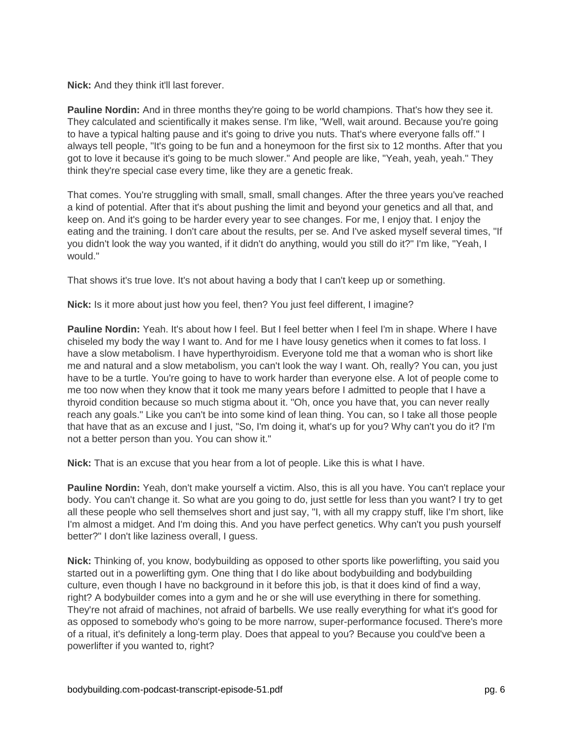**Nick:** And they think it'll last forever.

**Pauline Nordin:** And in three months they're going to be world champions. That's how they see it. They calculated and scientifically it makes sense. I'm like, "Well, wait around. Because you're going to have a typical halting pause and it's going to drive you nuts. That's where everyone falls off." I always tell people, "It's going to be fun and a honeymoon for the first six to 12 months. After that you got to love it because it's going to be much slower." And people are like, "Yeah, yeah, yeah." They think they're special case every time, like they are a genetic freak.

That comes. You're struggling with small, small, small changes. After the three years you've reached a kind of potential. After that it's about pushing the limit and beyond your genetics and all that, and keep on. And it's going to be harder every year to see changes. For me, I enjoy that. I enjoy the eating and the training. I don't care about the results, per se. And I've asked myself several times, "If you didn't look the way you wanted, if it didn't do anything, would you still do it?" I'm like, "Yeah, I would."

That shows it's true love. It's not about having a body that I can't keep up or something.

**Nick:** Is it more about just how you feel, then? You just feel different, I imagine?

**Pauline Nordin:** Yeah. It's about how I feel. But I feel better when I feel I'm in shape. Where I have chiseled my body the way I want to. And for me I have lousy genetics when it comes to fat loss. I have a slow metabolism. I have hyperthyroidism. Everyone told me that a woman who is short like me and natural and a slow metabolism, you can't look the way I want. Oh, really? You can, you just have to be a turtle. You're going to have to work harder than everyone else. A lot of people come to me too now when they know that it took me many years before I admitted to people that I have a thyroid condition because so much stigma about it. "Oh, once you have that, you can never really reach any goals." Like you can't be into some kind of lean thing. You can, so I take all those people that have that as an excuse and I just, "So, I'm doing it, what's up for you? Why can't you do it? I'm not a better person than you. You can show it."

**Nick:** That is an excuse that you hear from a lot of people. Like this is what I have.

**Pauline Nordin:** Yeah, don't make yourself a victim. Also, this is all you have. You can't replace your body. You can't change it. So what are you going to do, just settle for less than you want? I try to get all these people who sell themselves short and just say, "I, with all my crappy stuff, like I'm short, like I'm almost a midget. And I'm doing this. And you have perfect genetics. Why can't you push yourself better?" I don't like laziness overall, I guess.

**Nick:** Thinking of, you know, bodybuilding as opposed to other sports like powerlifting, you said you started out in a powerlifting gym. One thing that I do like about bodybuilding and bodybuilding culture, even though I have no background in it before this job, is that it does kind of find a way, right? A bodybuilder comes into a gym and he or she will use everything in there for something. They're not afraid of machines, not afraid of barbells. We use really everything for what it's good for as opposed to somebody who's going to be more narrow, super-performance focused. There's more of a ritual, it's definitely a long-term play. Does that appeal to you? Because you could've been a powerlifter if you wanted to, right?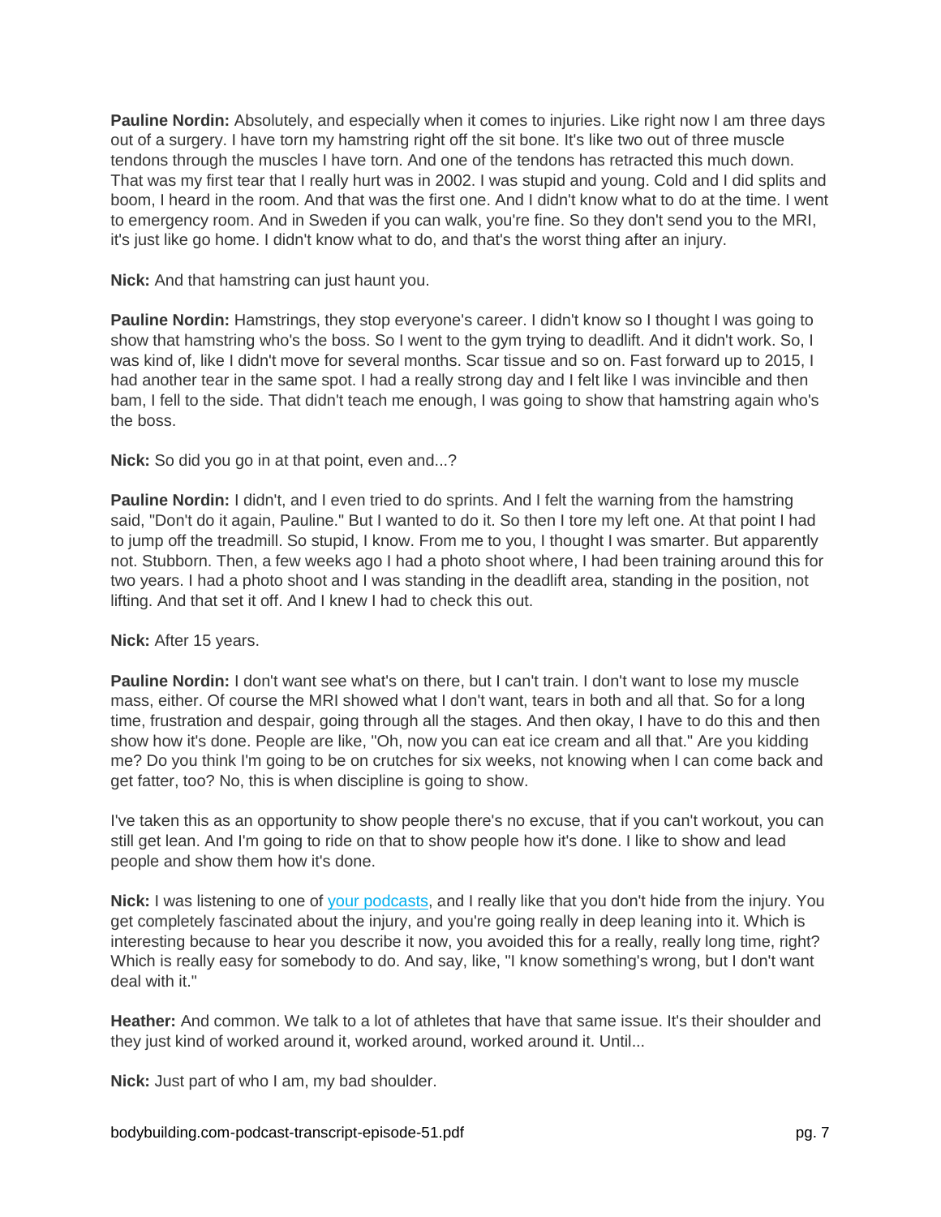**Pauline Nordin:** Absolutely, and especially when it comes to injuries. Like right now I am three days out of a surgery. I have torn my hamstring right off the sit bone. It's like two out of three muscle tendons through the muscles I have torn. And one of the tendons has retracted this much down. That was my first tear that I really hurt was in 2002. I was stupid and young. Cold and I did splits and boom, I heard in the room. And that was the first one. And I didn't know what to do at the time. I went to emergency room. And in Sweden if you can walk, you're fine. So they don't send you to the MRI, it's just like go home. I didn't know what to do, and that's the worst thing after an injury.

**Nick:** And that hamstring can just haunt you.

**Pauline Nordin:** Hamstrings, they stop everyone's career. I didn't know so I thought I was going to show that hamstring who's the boss. So I went to the gym trying to deadlift. And it didn't work. So, I was kind of, like I didn't move for several months. Scar tissue and so on. Fast forward up to 2015, I had another tear in the same spot. I had a really strong day and I felt like I was invincible and then bam, I fell to the side. That didn't teach me enough, I was going to show that hamstring again who's the boss.

**Nick:** So did you go in at that point, even and...?

**Pauline Nordin:** I didn't, and I even tried to do sprints. And I felt the warning from the hamstring said, "Don't do it again, Pauline." But I wanted to do it. So then I tore my left one. At that point I had to jump off the treadmill. So stupid, I know. From me to you, I thought I was smarter. But apparently not. Stubborn. Then, a few weeks ago I had a photo shoot where, I had been training around this for two years. I had a photo shoot and I was standing in the deadlift area, standing in the position, not lifting. And that set it off. And I knew I had to check this out.

**Nick:** After 15 years.

**Pauline Nordin:** I don't want see what's on there, but I can't train. I don't want to lose my muscle mass, either. Of course the MRI showed what I don't want, tears in both and all that. So for a long time, frustration and despair, going through all the stages. And then okay, I have to do this and then show how it's done. People are like, "Oh, now you can eat ice cream and all that." Are you kidding me? Do you think I'm going to be on crutches for six weeks, not knowing when I can come back and get fatter, too? No, this is when discipline is going to show.

I've taken this as an opportunity to show people there's no excuse, that if you can't workout, you can still get lean. And I'm going to ride on that to show people how it's done. I like to show and lead people and show them how it's done.

**Nick:** I was listening to one of your podcasts, and I really like that you don't hide from the injury. You get completely fascinated about the injury, and you're going really in deep leaning into it. Which is interesting because to hear you describe it now, you avoided this for a really, really long time, right? Which is really easy for somebody to do. And say, like, "I know something's wrong, but I don't want deal with it."

**Heather:** And common. We talk to a lot of athletes that have that same issue. It's their shoulder and they just kind of worked around it, worked around, worked around it. Until...

**Nick:** Just part of who I am, my bad shoulder.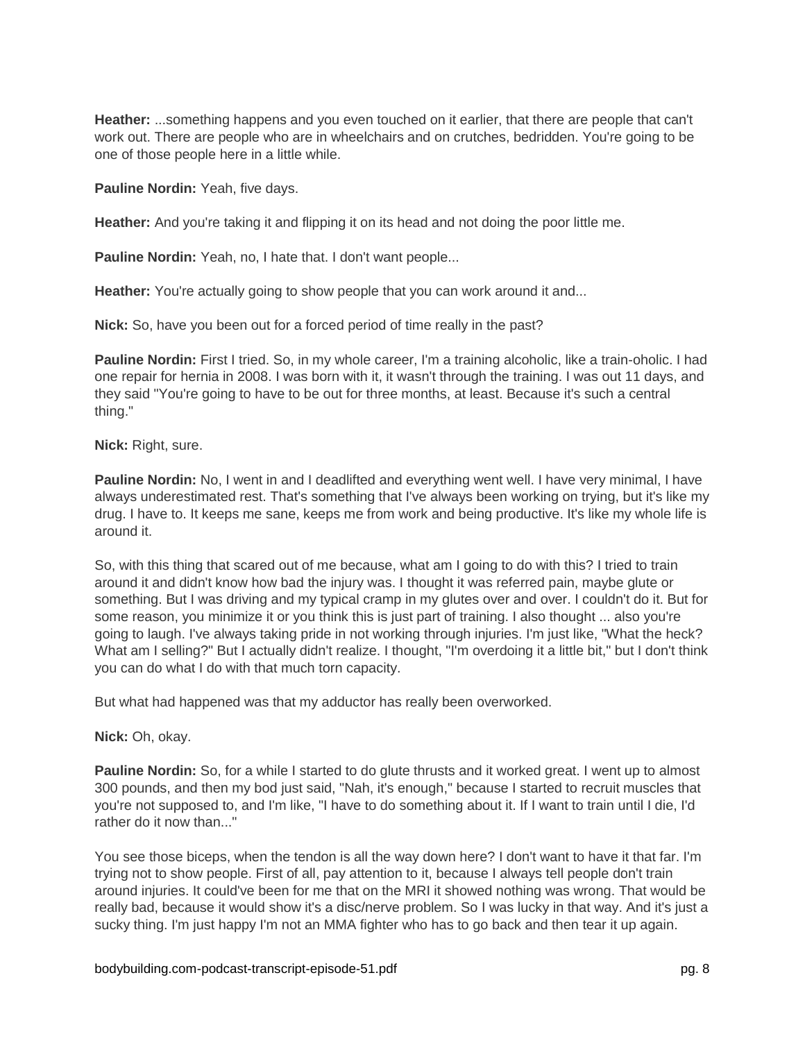**Heather:** ...something happens and you even touched on it earlier, that there are people that can't work out. There are people who are in wheelchairs and on crutches, bedridden. You're going to be one of those people here in a little while.

**Pauline Nordin:** Yeah, five days.

**Heather:** And you're taking it and flipping it on its head and not doing the poor little me.

**Pauline Nordin:** Yeah, no, I hate that. I don't want people...

**Heather:** You're actually going to show people that you can work around it and...

**Nick:** So, have you been out for a forced period of time really in the past?

**Pauline Nordin:** First I tried. So, in my whole career, I'm a training alcoholic, like a train-oholic. I had one repair for hernia in 2008. I was born with it, it wasn't through the training. I was out 11 days, and they said "You're going to have to be out for three months, at least. Because it's such a central thing."

**Nick:** Right, sure.

**Pauline Nordin:** No, I went in and I deadlifted and everything went well. I have very minimal, I have always underestimated rest. That's something that I've always been working on trying, but it's like my drug. I have to. It keeps me sane, keeps me from work and being productive. It's like my whole life is around it.

So, with this thing that scared out of me because, what am I going to do with this? I tried to train around it and didn't know how bad the injury was. I thought it was referred pain, maybe glute or something. But I was driving and my typical cramp in my glutes over and over. I couldn't do it. But for some reason, you minimize it or you think this is just part of training. I also thought ... also you're going to laugh. I've always taking pride in not working through injuries. I'm just like, "What the heck? What am I selling?" But I actually didn't realize. I thought, "I'm overdoing it a little bit," but I don't think you can do what I do with that much torn capacity.

But what had happened was that my adductor has really been overworked.

**Nick:** Oh, okay.

**Pauline Nordin:** So, for a while I started to do glute thrusts and it worked great. I went up to almost 300 pounds, and then my bod just said, "Nah, it's enough," because I started to recruit muscles that you're not supposed to, and I'm like, "I have to do something about it. If I want to train until I die, I'd rather do it now than..."

You see those biceps, when the tendon is all the way down here? I don't want to have it that far. I'm trying not to show people. First of all, pay attention to it, because I always tell people don't train around injuries. It could've been for me that on the MRI it showed nothing was wrong. That would be really bad, because it would show it's a disc/nerve problem. So I was lucky in that way. And it's just a sucky thing. I'm just happy I'm not an MMA fighter who has to go back and then tear it up again.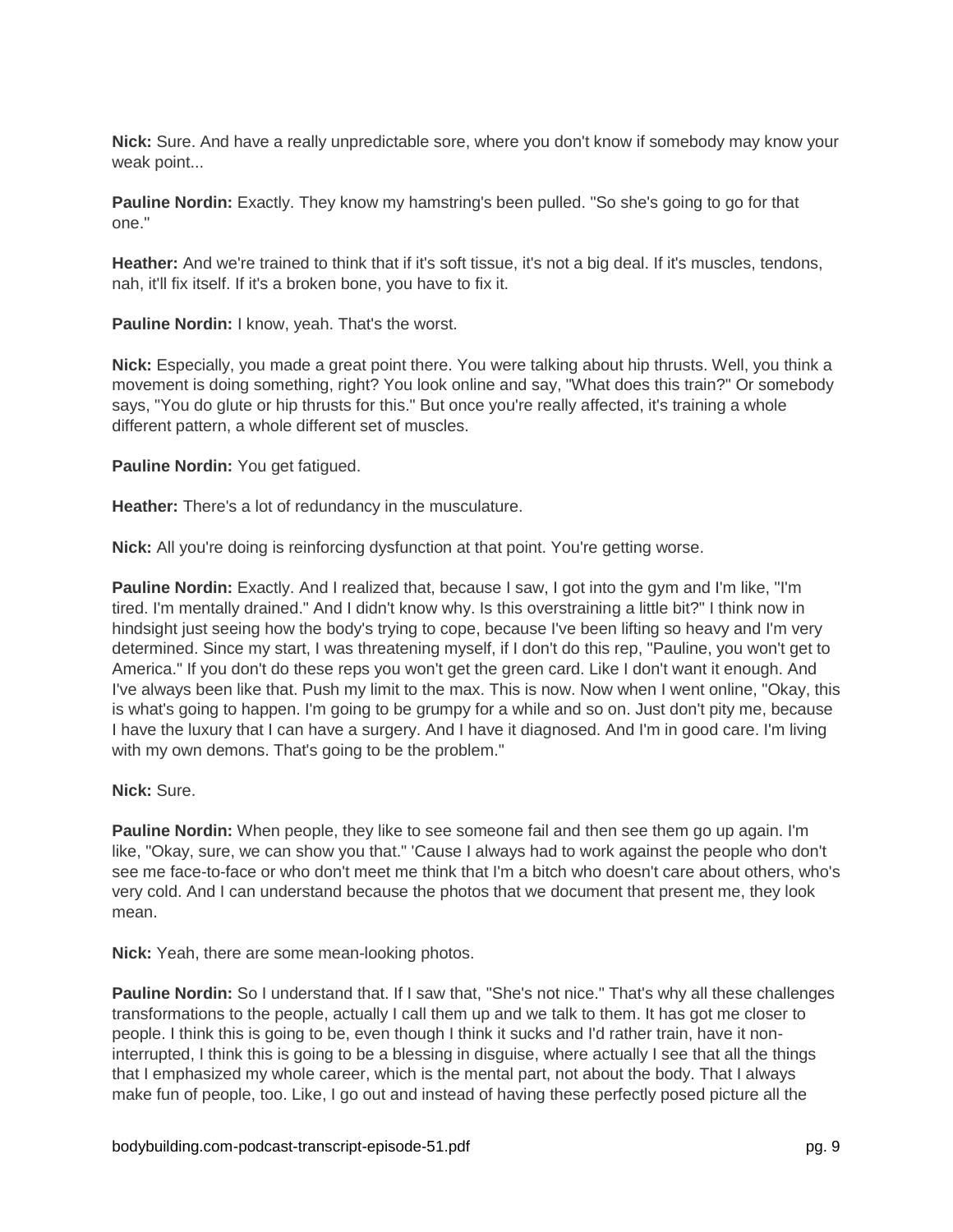**Nick:** Sure. And have a really unpredictable sore, where you don't know if somebody may know your weak point...

**Pauline Nordin:** Exactly. They know my hamstring's been pulled. "So she's going to go for that one."

**Heather:** And we're trained to think that if it's soft tissue, it's not a big deal. If it's muscles, tendons, nah, it'll fix itself. If it's a broken bone, you have to fix it.

**Pauline Nordin:** I know, yeah. That's the worst.

**Nick:** Especially, you made a great point there. You were talking about hip thrusts. Well, you think a movement is doing something, right? You look online and say, "What does this train?" Or somebody says, "You do glute or hip thrusts for this." But once you're really affected, it's training a whole different pattern, a whole different set of muscles.

**Pauline Nordin:** You get fatigued.

**Heather:** There's a lot of redundancy in the musculature.

**Nick:** All you're doing is reinforcing dysfunction at that point. You're getting worse.

**Pauline Nordin:** Exactly. And I realized that, because I saw, I got into the gym and I'm like, "I'm tired. I'm mentally drained." And I didn't know why. Is this overstraining a little bit?" I think now in hindsight just seeing how the body's trying to cope, because I've been lifting so heavy and I'm very determined. Since my start, I was threatening myself, if I don't do this rep, "Pauline, you won't get to America." If you don't do these reps you won't get the green card. Like I don't want it enough. And I've always been like that. Push my limit to the max. This is now. Now when I went online, "Okay, this is what's going to happen. I'm going to be grumpy for a while and so on. Just don't pity me, because I have the luxury that I can have a surgery. And I have it diagnosed. And I'm in good care. I'm living with my own demons. That's going to be the problem."

**Nick:** Sure.

**Pauline Nordin:** When people, they like to see someone fail and then see them go up again. I'm like, "Okay, sure, we can show you that." 'Cause I always had to work against the people who don't see me face-to-face or who don't meet me think that I'm a bitch who doesn't care about others, who's very cold. And I can understand because the photos that we document that present me, they look mean.

**Nick:** Yeah, there are some mean-looking photos.

**Pauline Nordin:** So I understand that. If I saw that, "She's not nice." That's why all these challenges transformations to the people, actually I call them up and we talk to them. It has got me closer to people. I think this is going to be, even though I think it sucks and I'd rather train, have it non-interrupted, I think this is going to be a blessing in disguise, where actually I see that all the things that I emphasized my whole career, which is the mental part, not about the body. That I always make fun of people, too. Like, I go out and instead of having these perfectly posed picture all the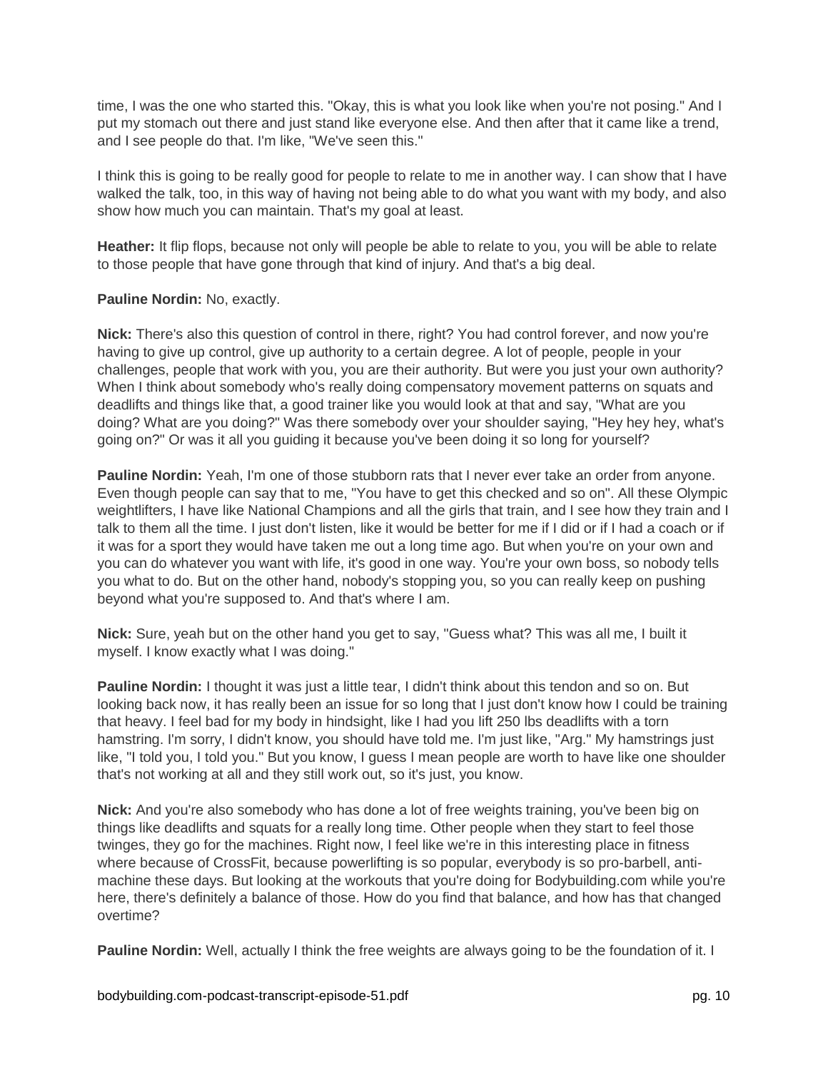time, I was the one who started this. "Okay, this is what you look like when you're not posing." And I put my stomach out there and just stand like everyone else. And then after that it came like a trend, and I see people do that. I'm like, "We've seen this."

I think this is going to be really good for people to relate to me in another way. I can show that I have walked the talk, too, in this way of having not being able to do what you want with my body, and also show how much you can maintain. That's my goal at least.

**Heather:** It flip flops, because not only will people be able to relate to you, you will be able to relate to those people that have gone through that kind of injury. And that's a big deal.

**Pauline Nordin:** No, exactly.

**Nick:** There's also this question of control in there, right? You had control forever, and now you're having to give up control, give up authority to a certain degree. A lot of people, people in your challenges, people that work with you, you are their authority. But were you just your own authority? When I think about somebody who's really doing compensatory movement patterns on squats and deadlifts and things like that, a good trainer like you would look at that and say, "What are you doing? What are you doing?" Was there somebody over your shoulder saying, "Hey hey hey, what's going on?" Or was it all you guiding it because you've been doing it so long for yourself?

**Pauline Nordin:** Yeah, I'm one of those stubborn rats that I never ever take an order from anyone. Even though people can say that to me, "You have to get this checked and so on". All these Olympic weightlifters, I have like National Champions and all the girls that train, and I see how they train and I talk to them all the time. I just don't listen, like it would be better for me if I did or if I had a coach or if it was for a sport they would have taken me out a long time ago. But when you're on your own and you can do whatever you want with life, it's good in one way. You're your own boss, so nobody tells you what to do. But on the other hand, nobody's stopping you, so you can really keep on pushing beyond what you're supposed to. And that's where I am.

**Nick:** Sure, yeah but on the other hand you get to say, "Guess what? This was all me, I built it myself. I know exactly what I was doing."

**Pauline Nordin:** I thought it was just a little tear, I didn't think about this tendon and so on. But looking back now, it has really been an issue for so long that I just don't know how I could be training that heavy. I feel bad for my body in hindsight, like I had you lift 250 lbs deadlifts with a torn hamstring. I'm sorry, I didn't know, you should have told me. I'm just like, "Arg." My hamstrings just like, "I told you, I told you." But you know, I guess I mean people are worth to have like one shoulder that's not working at all and they still work out, so it's just, you know.

**Nick:** And you're also somebody who has done a lot of free weights training, you've been big on things like deadlifts and squats for a really long time. Other people when they start to feel those twinges, they go for the machines. Right now, I feel like we're in this interesting place in fitness where because of CrossFit, because powerlifting is so popular, everybody is so pro-barbell, anti-machine these days. But looking at the workouts that you're doing for Bodybuilding.com while you're here, there's definitely a balance of those. How do you find that balance, and how has that changed overtime?

**Pauline Nordin:** Well, actually I think the free weights are always going to be the foundation of it. I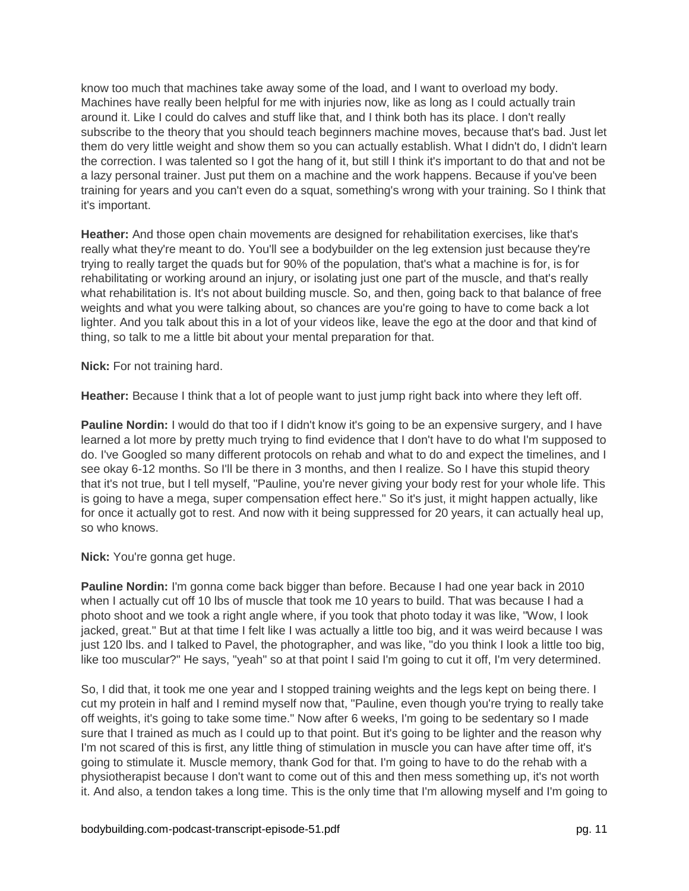know too much that machines take away some of the load, and I want to overload my body. Machines have really been helpful for me with injuries now, like as long as I could actually train around it. Like I could do calves and stuff like that, and I think both has its place. I don't really subscribe to the theory that you should teach beginners machine moves, because that's bad. Just let them do very little weight and show them so you can actually establish. What I didn't do, I didn't learn the correction. I was talented so I got the hang of it, but still I think it's important to do that and not be a lazy personal trainer. Just put them on a machine and the work happens. Because if you've been training for years and you can't even do a squat, something's wrong with your training. So I think that it's important.

**Heather:** And those open chain movements are designed for rehabilitation exercises, like that's really what they're meant to do. You'll see a bodybuilder on the leg extension just because they're trying to really target the quads but for 90% of the population, that's what a machine is for, is for rehabilitating or working around an injury, or isolating just one part of the muscle, and that's really what rehabilitation is. It's not about building muscle. So, and then, going back to that balance of free weights and what you were talking about, so chances are you're going to have to come back a lot lighter. And you talk about this in a lot of your videos like, leave the ego at the door and that kind of thing, so talk to me a little bit about your mental preparation for that.

**Nick:** For not training hard.

**Heather:** Because I think that a lot of people want to just jump right back into where they left off.

**Pauline Nordin:** I would do that too if I didn't know it's going to be an expensive surgery, and I have learned a lot more by pretty much trying to find evidence that I don't have to do what I'm supposed to do. I've Googled so many different protocols on rehab and what to do and expect the timelines, and I see okay 6-12 months. So I'll be there in 3 months, and then I realize. So I have this stupid theory that it's not true, but I tell myself, "Pauline, you're never giving your body rest for your whole life. This is going to have a mega, super compensation effect here." So it's just, it might happen actually, like for once it actually got to rest. And now with it being suppressed for 20 years, it can actually heal up, so who knows.

**Nick:** You're gonna get huge.

**Pauline Nordin:** I'm gonna come back bigger than before. Because I had one year back in 2010 when I actually cut off 10 lbs of muscle that took me 10 years to build. That was because I had a photo shoot and we took a right angle where, if you took that photo today it was like, "Wow, I look jacked, great." But at that time I felt like I was actually a little too big, and it was weird because I was just 120 lbs. and I talked to Pavel, the photographer, and was like, "do you think I look a little too big, like too muscular?" He says, "yeah" so at that point I said I'm going to cut it off, I'm very determined.

So, I did that, it took me one year and I stopped training weights and the legs kept on being there. I cut my protein in half and I remind myself now that, "Pauline, even though you're trying to really take off weights, it's going to take some time." Now after 6 weeks, I'm going to be sedentary so I made sure that I trained as much as I could up to that point. But it's going to be lighter and the reason why I'm not scared of this is first, any little thing of stimulation in muscle you can have after time off, it's going to stimulate it. Muscle memory, thank God for that. I'm going to have to do the rehab with a physiotherapist because I don't want to come out of this and then mess something up, it's not worth it. And also, a tendon takes a long time. This is the only time that I'm allowing myself and I'm going to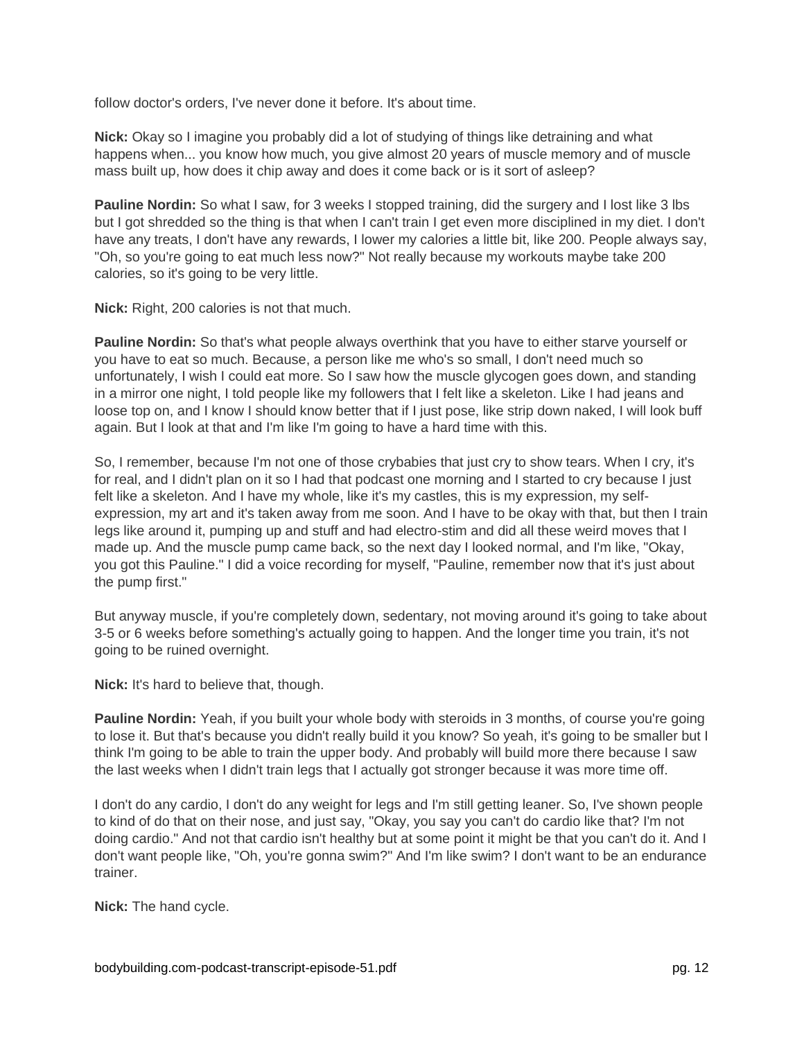follow doctor's orders, I've never done it before. It's about time.

**Nick:** Okay so I imagine you probably did a lot of studying of things like detraining and what happens when... you know how much, you give almost 20 years of muscle memory and of muscle mass built up, how does it chip away and does it come back or is it sort of asleep?

**Pauline Nordin:** So what I saw, for 3 weeks I stopped training, did the surgery and I lost like 3 lbs but I got shredded so the thing is that when I can't train I get even more disciplined in my diet. I don't have any treats, I don't have any rewards, I lower my calories a little bit, like 200. People always say, "Oh, so you're going to eat much less now?" Not really because my workouts maybe take 200 calories, so it's going to be very little.

**Nick:** Right, 200 calories is not that much.

**Pauline Nordin:** So that's what people always overthink that you have to either starve yourself or you have to eat so much. Because, a person like me who's so small, I don't need much so unfortunately, I wish I could eat more. So I saw how the muscle glycogen goes down, and standing in a mirror one night, I told people like my followers that I felt like a skeleton. Like I had jeans and loose top on, and I know I should know better that if I just pose, like strip down naked, I will look buff again. But I look at that and I'm like I'm going to have a hard time with this.

So, I remember, because I'm not one of those crybabies that just cry to show tears. When I cry, it's for real, and I didn't plan on it so I had that podcast one morning and I started to cry because I just felt like a skeleton. And I have my whole, like it's my castles, this is my expression, my self-expression, my art and it's taken away from me soon. And I have to be okay with that, but then I train legs like around it, pumping up and stuff and had electro-stim and did all these weird moves that I made up. And the muscle pump came back, so the next day I looked normal, and I'm like, "Okay, you got this Pauline." I did a voice recording for myself, "Pauline, remember now that it's just about the pump first."

But anyway muscle, if you're completely down, sedentary, not moving around it's going to take about 3-5 or 6 weeks before something's actually going to happen. And the longer time you train, it's not going to be ruined overnight.

**Nick:** It's hard to believe that, though.

**Pauline Nordin:** Yeah, if you built your whole body with steroids in 3 months, of course you're going to lose it. But that's because you didn't really build it you know? So yeah, it's going to be smaller but I think I'm going to be able to train the upper body. And probably will build more there because I saw the last weeks when I didn't train legs that I actually got stronger because it was more time off.

I don't do any cardio, I don't do any weight for legs and I'm still getting leaner. So, I've shown people to kind of do that on their nose, and just say, "Okay, you say you can't do cardio like that? I'm not doing cardio." And not that cardio isn't healthy but at some point it might be that you can't do it. And I don't want people like, "Oh, you're gonna swim?" And I'm like swim? I don't want to be an endurance trainer.

**Nick:** The hand cycle.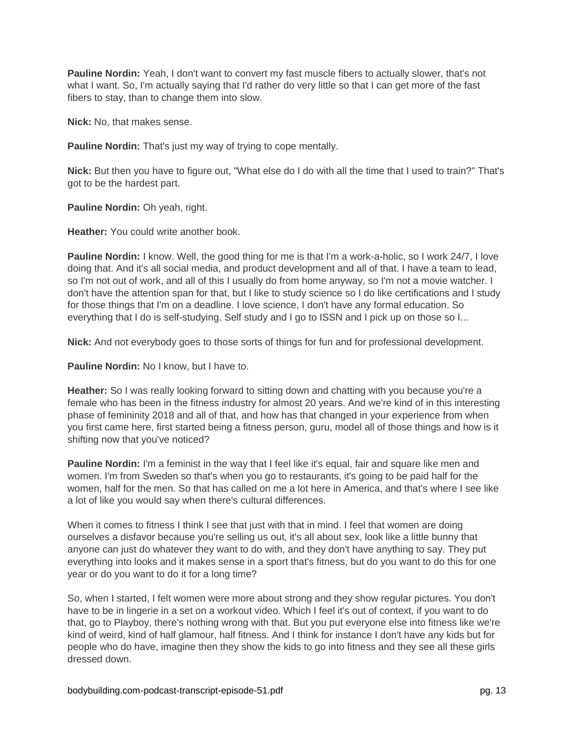**Pauline Nordin:** Yeah, I don't want to convert my fast muscle fibers to actually slower, that's not what I want. So, I'm actually saying that I'd rather do very little so that I can get more of the fast fibers to stay, than to change them into slow.

**Nick:** No, that makes sense.

**Pauline Nordin:** That's just my way of trying to cope mentally.

**Nick:** But then you have to figure out, "What else do I do with all the time that I used to train?" That's got to be the hardest part.

**Pauline Nordin:** Oh yeah, right.

**Heather:** You could write another book.

**Pauline Nordin:** I know. Well, the good thing for me is that I'm a work-a-holic, so I work 24/7, I love doing that. And it's all social media, and product development and all of that. I have a team to lead, so I'm not out of work, and all of this I usually do from home anyway, so I'm not a movie watcher. I don't have the attention span for that, but I like to study science so I do like certifications and I study for those things that I'm on a deadline. I love science, I don't have any formal education. So everything that I do is self-studying. Self study and I go to ISSN and I pick up on those so I...

**Nick:** And not everybody goes to those sorts of things for fun and for professional development.

**Pauline Nordin:** No I know, but I have to.

**Heather:** So I was really looking forward to sitting down and chatting with you because you're a female who has been in the fitness industry for almost 20 years. And we're kind of in this interesting phase of femininity 2018 and all of that, and how has that changed in your experience from when you first came here, first started being a fitness person, guru, model all of those things and how is it shifting now that you've noticed?

**Pauline Nordin:** I'm a feminist in the way that I feel like it's equal, fair and square like men and women. I'm from Sweden so that's when you go to restaurants, it's going to be paid half for the women, half for the men. So that has called on me a lot here in America, and that's where I see like a lot of like you would say when there's cultural differences.

When it comes to fitness I think I see that just with that in mind. I feel that women are doing ourselves a disfavor because you're selling us out, it's all about sex, look like a little bunny that anyone can just do whatever they want to do with, and they don't have anything to say. They put everything into looks and it makes sense in a sport that's fitness, but do you want to do this for one year or do you want to do it for a long time?

So, when I started, I felt women were more about strong and they show regular pictures. You don't have to be in lingerie in a set on a workout video. Which I feel it's out of context, if you want to do that, go to Playboy, there's nothing wrong with that. But you put everyone else into fitness like we're kind of weird, kind of half glamour, half fitness. And I think for instance I don't have any kids but for people who do have, imagine then they show the kids to go into fitness and they see all these girls dressed down.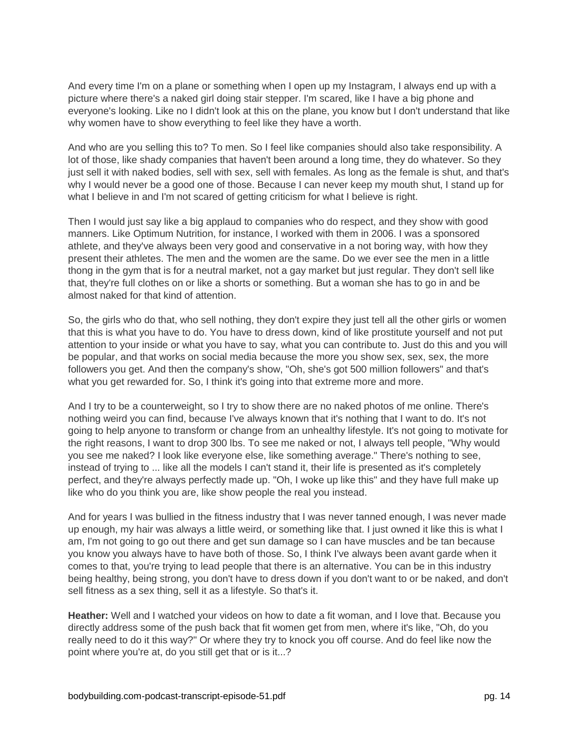And every time I'm on a plane or something when I open up my Instagram, I always end up with a picture where there's a naked girl doing stair stepper. I'm scared, like I have a big phone and everyone's looking. Like no I didn't look at this on the plane, you know but I don't understand that like why women have to show everything to feel like they have a worth.

And who are you selling this to? To men. So I feel like companies should also take responsibility. A lot of those, like shady companies that haven't been around a long time, they do whatever. So they just sell it with naked bodies, sell with sex, sell with females. As long as the female is shut, and that's why I would never be a good one of those. Because I can never keep my mouth shut, I stand up for what I believe in and I'm not scared of getting criticism for what I believe is right.

Then I would just say like a big applaud to companies who do respect, and they show with good manners. Like Optimum Nutrition, for instance, I worked with them in 2006. I was a sponsored athlete, and they've always been very good and conservative in a not boring way, with how they present their athletes. The men and the women are the same. Do we ever see the men in a little thong in the gym that is for a neutral market, not a gay market but just regular. They don't sell like that, they're full clothes on or like a shorts or something. But a woman she has to go in and be almost naked for that kind of attention.

So, the girls who do that, who sell nothing, they don't expire they just tell all the other girls or women that this is what you have to do. You have to dress down, kind of like prostitute yourself and not put attention to your inside or what you have to say, what you can contribute to. Just do this and you will be popular, and that works on social media because the more you show sex, sex, sex, the more followers you get. And then the company's show, "Oh, she's got 500 million followers" and that's what you get rewarded for. So, I think it's going into that extreme more and more.

And I try to be a counterweight, so I try to show there are no naked photos of me online. There's nothing weird you can find, because I've always known that it's nothing that I want to do. It's not going to help anyone to transform or change from an unhealthy lifestyle. It's not going to motivate for the right reasons, I want to drop 300 lbs. To see me naked or not, I always tell people, "Why would you see me naked? I look like everyone else, like something average." There's nothing to see, instead of trying to ... like all the models I can't stand it, their life is presented as it's completely perfect, and they're always perfectly made up. "Oh, I woke up like this" and they have full make up like who do you think you are, like show people the real you instead.

And for years I was bullied in the fitness industry that I was never tanned enough, I was never made up enough, my hair was always a little weird, or something like that. I just owned it like this is what I am, I'm not going to go out there and get sun damage so I can have muscles and be tan because you know you always have to have both of those. So, I think I've always been avant garde when it comes to that, you're trying to lead people that there is an alternative. You can be in this industry being healthy, being strong, you don't have to dress down if you don't want to or be naked, and don't sell fitness as a sex thing, sell it as a lifestyle. So that's it.

**Heather:** Well and I watched your videos on how to date a fit woman, and I love that. Because you directly address some of the push back that fit women get from men, where it's like, "Oh, do you really need to do it this way?" Or where they try to knock you off course. And do feel like now the point where you're at, do you still get that or is it...?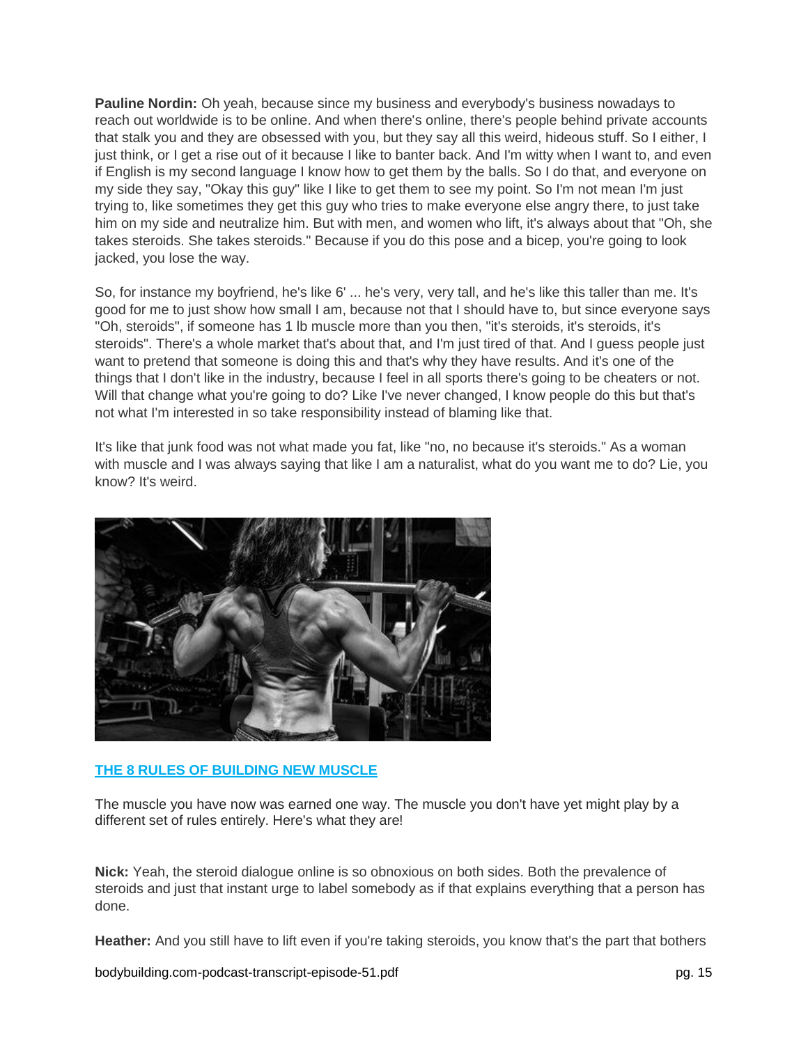**Pauline Nordin:** Oh yeah, because since my business and everybody's business nowadays to reach out worldwide is to be online. And when there's online, there's people behind private accounts that stalk you and they are obsessed with you, but they say all this weird, hideous stuff. So I either, I just think, or I get a rise out of it because I like to banter back. And I'm witty when I want to, and even if English is my second language I know how to get them by the balls. So I do that, and everyone on my side they say, "Okay this guy" like I like to get them to see my point. So I'm not mean I'm just trying to, like sometimes they get this guy who tries to make everyone else angry there, to just take him on my side and neutralize him. But with men, and women who lift, it's always about that "Oh, she takes steroids. She takes steroids." Because if you do this pose and a bicep, you're going to look jacked, you lose the way.

So, for instance my boyfriend, he's like 6' ... he's very, very tall, and he's like this taller than me. It's good for me to just show how small I am, because not that I should have to, but since everyone says "Oh, steroids", if someone has 1 lb muscle more than you then, "it's steroids, it's steroids, it's steroids". There's a whole market that's about that, and I'm just tired of that. And I guess people just want to pretend that someone is doing this and that's why they have results. And it's one of the things that I don't like in the industry, because I feel in all sports there's going to be cheaters or not. Will that change what you're going to do? Like I've never changed, I know people do this but that's not what I'm interested in so take responsibility instead of blaming like that.

It's like that junk food was not what made you fat, like "no, no because it's steroids." As a woman with muscle and I was always saying that like I am a naturalist, what do you want me to do? Lie, you know? It's weird.

**THE 8 RULES OF BUILDING NEW MUSCLE**

The muscle you have now was earned one way. The muscle you don't have yet might play by a different set of rules entirely. Here's what they are!

**Nick:** Yeah, the steroid dialogue online is so obnoxious on both sides. Both the prevalence of steroids and just that instant urge to label somebody as if that explains everything that a person has done.

**Heather:** And you still have to lift even if you're taking steroids, you know that's the part that bothers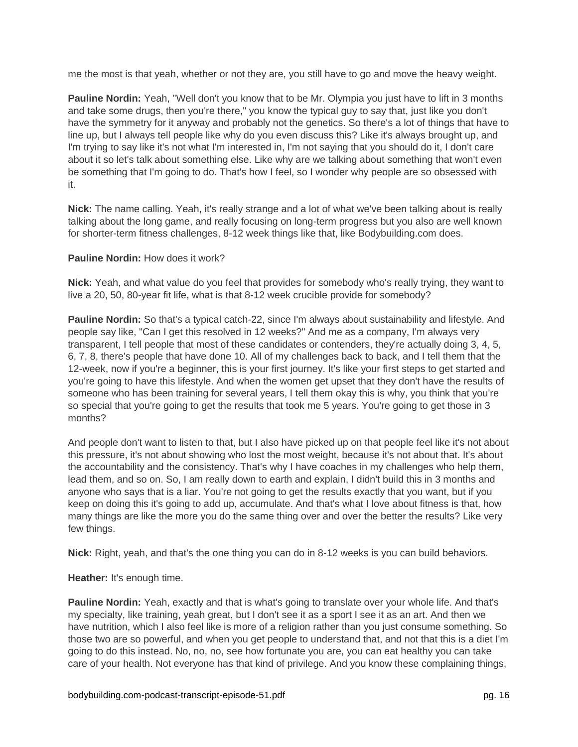me the most is that yeah, whether or not they are, you still have to go and move the heavy weight.

**Pauline Nordin:** Yeah, "Well don't you know that to be Mr. Olympia you just have to lift in 3 months and take some drugs, then you're there," you know the typical guy to say that, just like you don't have the symmetry for it anyway and probably not the genetics. So there's a lot of things that have to line up, but I always tell people like why do you even discuss this? Like it's always brought up, and I'm trying to say like it's not what I'm interested in, I'm not saying that you should do it, I don't care about it so let's talk about something else. Like why are we talking about something that won't even be something that I'm going to do. That's how I feel, so I wonder why people are so obsessed with it.

**Nick:** The name calling. Yeah, it's really strange and a lot of what we've been talking about is really talking about the long game, and really focusing on long-term progress but you also are well known for shorter-term fitness challenges, 8-12 week things like that, like Bodybuilding.com does.

**Pauline Nordin:** How does it work?

**Nick:** Yeah, and what value do you feel that provides for somebody who's really trying, they want to live a 20, 50, 80-year fit life, what is that 8-12 week crucible provide for somebody?

**Pauline Nordin:** So that's a typical catch-22, since I'm always about sustainability and lifestyle. And people say like, "Can I get this resolved in 12 weeks?" And me as a company, I'm always very transparent, I tell people that most of these candidates or contenders, they're actually doing 3, 4, 5, 6, 7, 8, there's people that have done 10. All of my challenges back to back, and I tell them that the 12-week, now if you're a beginner, this is your first journey. It's like your first steps to get started and you're going to have this lifestyle. And when the women get upset that they don't have the results of someone who has been training for several years, I tell them okay this is why, you think that you're so special that you're going to get the results that took me 5 years. You're going to get those in 3 months?

And people don't want to listen to that, but I also have picked up on that people feel like it's not about this pressure, it's not about showing who lost the most weight, because it's not about that. It's about the accountability and the consistency. That's why I have coaches in my challenges who help them, lead them, and so on. So, I am really down to earth and explain, I didn't build this in 3 months and anyone who says that is a liar. You're not going to get the results exactly that you want, but if you keep on doing this it's going to add up, accumulate. And that's what I love about fitness is that, how many things are like the more you do the same thing over and over the better the results? Like very few things.

**Nick:** Right, yeah, and that's the one thing you can do in 8-12 weeks is you can build behaviors.

**Heather:** It's enough time.

**Pauline Nordin:** Yeah, exactly and that is what's going to translate over your whole life. And that's my specialty, like training, yeah great, but I don't see it as a sport I see it as an art. And then we have nutrition, which I also feel like is more of a religion rather than you just consume something. So those two are so powerful, and when you get people to understand that, and not that this is a diet I'm going to do this instead. No, no, no, see how fortunate you are, you can eat healthy you can take care of your health. Not everyone has that kind of privilege. And you know these complaining things,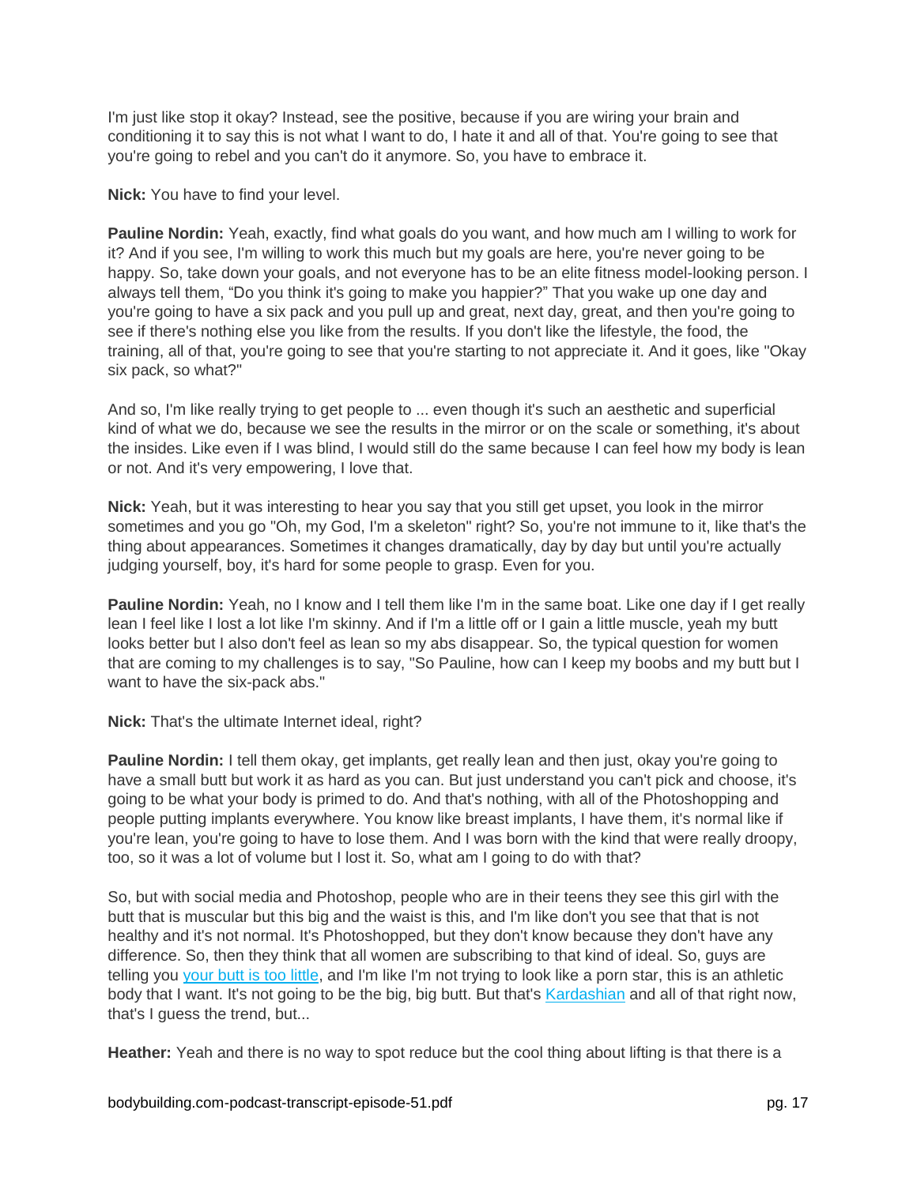I'm just like stop it okay? Instead, see the positive, because if you are wiring your brain and conditioning it to say this is not what I want to do, I hate it and all of that. You're going to see that you're going to rebel and you can't do it anymore. So, you have to embrace it.

**Nick:** You have to find your level.

**Pauline Nordin:** Yeah, exactly, find what goals do you want, and how much am I willing to work for it? And if you see, I'm willing to work this much but my goals are here, you're never going to be happy. So, take down your goals, and not everyone has to be an elite fitness model-looking person. I always tell them, "Do you think it's going to make you happier?" That you wake up one day and you're going to have a six pack and you pull up and great, next day, great, and then you're going to see if there's nothing else you like from the results. If you don't like the lifestyle, the food, the training, all of that, you're going to see that you're starting to not appreciate it. And it goes, like "Okay six pack, so what?"

And so, I'm like really trying to get people to ... even though it's such an aesthetic and superficial kind of what we do, because we see the results in the mirror or on the scale or something, it's about the insides. Like even if I was blind, I would still do the same because I can feel how my body is lean or not. And it's very empowering, I love that.

**Nick:** Yeah, but it was interesting to hear you say that you still get upset, you look in the mirror sometimes and you go "Oh, my God, I'm a skeleton" right? So, you're not immune to it, like that's the thing about appearances. Sometimes it changes dramatically, day by day but until you're actually judging yourself, boy, it's hard for some people to grasp. Even for you.

**Pauline Nordin:** Yeah, no I know and I tell them like I'm in the same boat. Like one day if I get really lean I feel like I lost a lot like I'm skinny. And if I'm a little off or I gain a little muscle, yeah my butt looks better but I also don't feel as lean so my abs disappear. So, the typical question for women that are coming to my challenges is to say, "So Pauline, how can I keep my boobs and my butt but I want to have the six-pack abs."

**Nick:** That's the ultimate Internet ideal, right?

**Pauline Nordin:** I tell them okay, get implants, get really lean and then just, okay you're going to have a small butt but work it as hard as you can. But just understand you can't pick and choose, it's going to be what your body is primed to do. And that's nothing, with all of the Photoshopping and people putting implants everywhere. You know like breast implants, I have them, it's normal like if you're lean, you're going to have to lose them. And I was born with the kind that were really droopy, too, so it was a lot of volume but I lost it. So, what am I going to do with that?

So, but with social media and Photoshop, people who are in their teens they see this girl with the butt that is muscular but this big and the waist is this, and I'm like don't you see that that is not healthy and it's not normal. It's Photoshopped, but they don't know because they don't have any difference. So, then they think that all women are subscribing to that kind of ideal. So, guys are telling you [your butt is too little], and I'm like I'm not trying to look like a porn star, this is an athletic body that I want. It's not going to be the big, big butt. But that's [Kardashian] and all of that right now, that's I guess the trend, but...

**Heather:** Yeah and there is no way to spot reduce but the cool thing about lifting is that there is a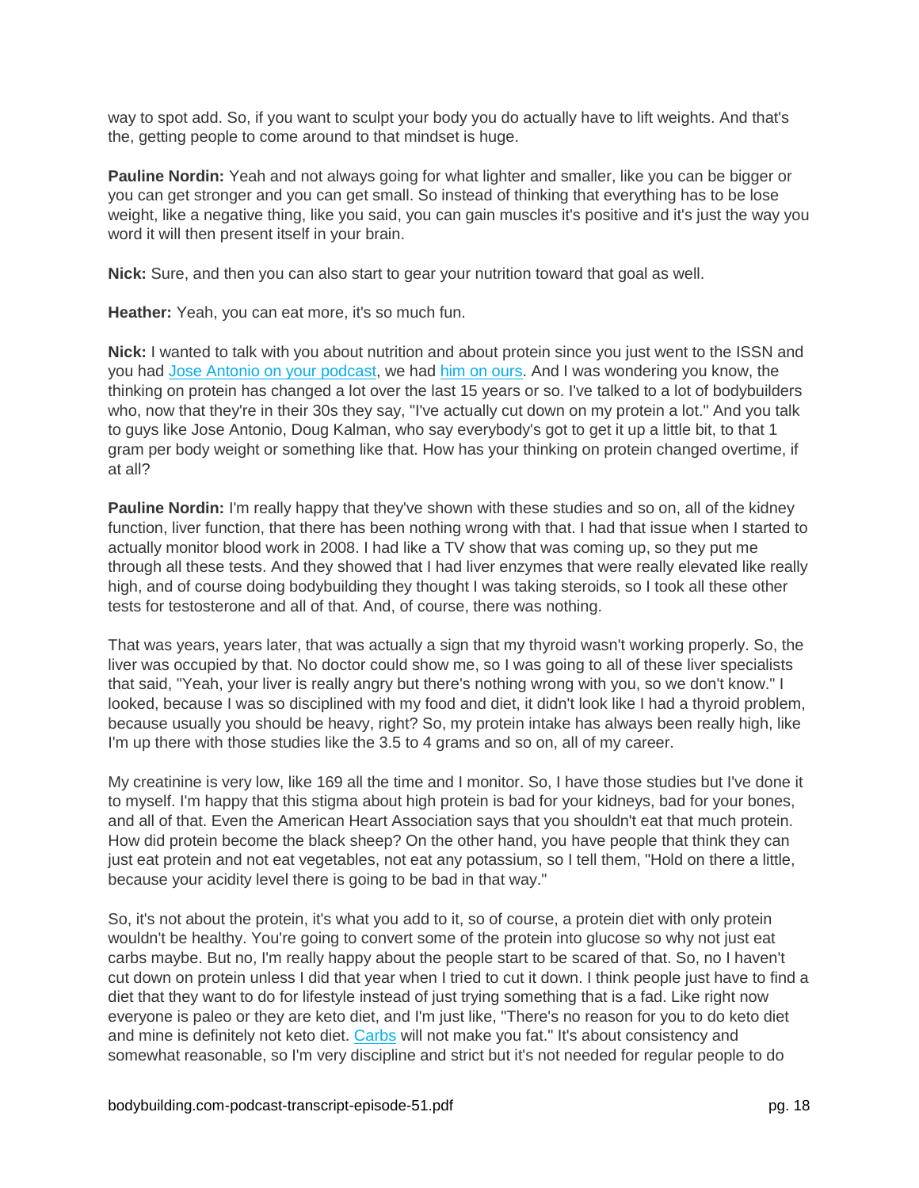way to spot add. So, if you want to sculpt your body you do actually have to lift weights. And that's the, getting people to come around to that mindset is huge.

**Pauline Nordin:** Yeah and not always going for what lighter and smaller, like you can be bigger or you can get stronger and you can get small. So instead of thinking that everything has to be lose weight, like a negative thing, like you said, you can gain muscles it's positive and it's just the way you word it will then present itself in your brain.

**Nick:** Sure, and then you can also start to gear your nutrition toward that goal as well.

**Heather:** Yeah, you can eat more, it's so much fun.

**Nick:** I wanted to talk with you about nutrition and about protein since you just went to the ISSN and you had Jose Antonio on your podcast, we had him on ours. And I was wondering you know, the thinking on protein has changed a lot over the last 15 years or so. I've talked to a lot of bodybuilders who, now that they're in their 30s they say, "I've actually cut down on my protein a lot." And you talk to guys like Jose Antonio, Doug Kalman, who say everybody's got to get it up a little bit, to that 1 gram per body weight or something like that. How has your thinking on protein changed overtime, if at all?

**Pauline Nordin:** I'm really happy that they've shown with these studies and so on, all of the kidney function, liver function, that there has been nothing wrong with that. I had that issue when I started to actually monitor blood work in 2008. I had like a TV show that was coming up, so they put me through all these tests. And they showed that I had liver enzymes that were really elevated like really high, and of course doing bodybuilding they thought I was taking steroids, so I took all these other tests for testosterone and all of that. And, of course, there was nothing.

That was years, years later, that was actually a sign that my thyroid wasn't working properly. So, the liver was occupied by that. No doctor could show me, so I was going to all of these liver specialists that said, "Yeah, your liver is really angry but there's nothing wrong with you, so we don't know." I looked, because I was so disciplined with my food and diet, it didn't look like I had a thyroid problem, because usually you should be heavy, right? So, my protein intake has always been really high, like I'm up there with those studies like the 3.5 to 4 grams and so on, all of my career.

My creatinine is very low, like 169 all the time and I monitor. So, I have those studies but I've done it to myself. I'm happy that this stigma about high protein is bad for your kidneys, bad for your bones, and all of that. Even the American Heart Association says that you shouldn't eat that much protein. How did protein become the black sheep? On the other hand, you have people that think they can just eat protein and not eat vegetables, not eat any potassium, so I tell them, "Hold on there a little, because your acidity level there is going to be bad in that way."

So, it's not about the protein, it's what you add to it, so of course, a protein diet with only protein wouldn't be healthy. You're going to convert some of the protein into glucose so why not just eat carbs maybe. But no, I'm really happy about the people start to be scared of that. So, no I haven't cut down on protein unless I did that year when I tried to cut it down. I think people just have to find a diet that they want to do for lifestyle instead of just trying something that is a fad. Like right now everyone is paleo or they are keto diet, and I'm just like, "There's no reason for you to do keto diet and mine is definitely not keto diet. Carbs will not make you fat." It's about consistency and somewhat reasonable, so I'm very discipline and strict but it's not needed for regular people to do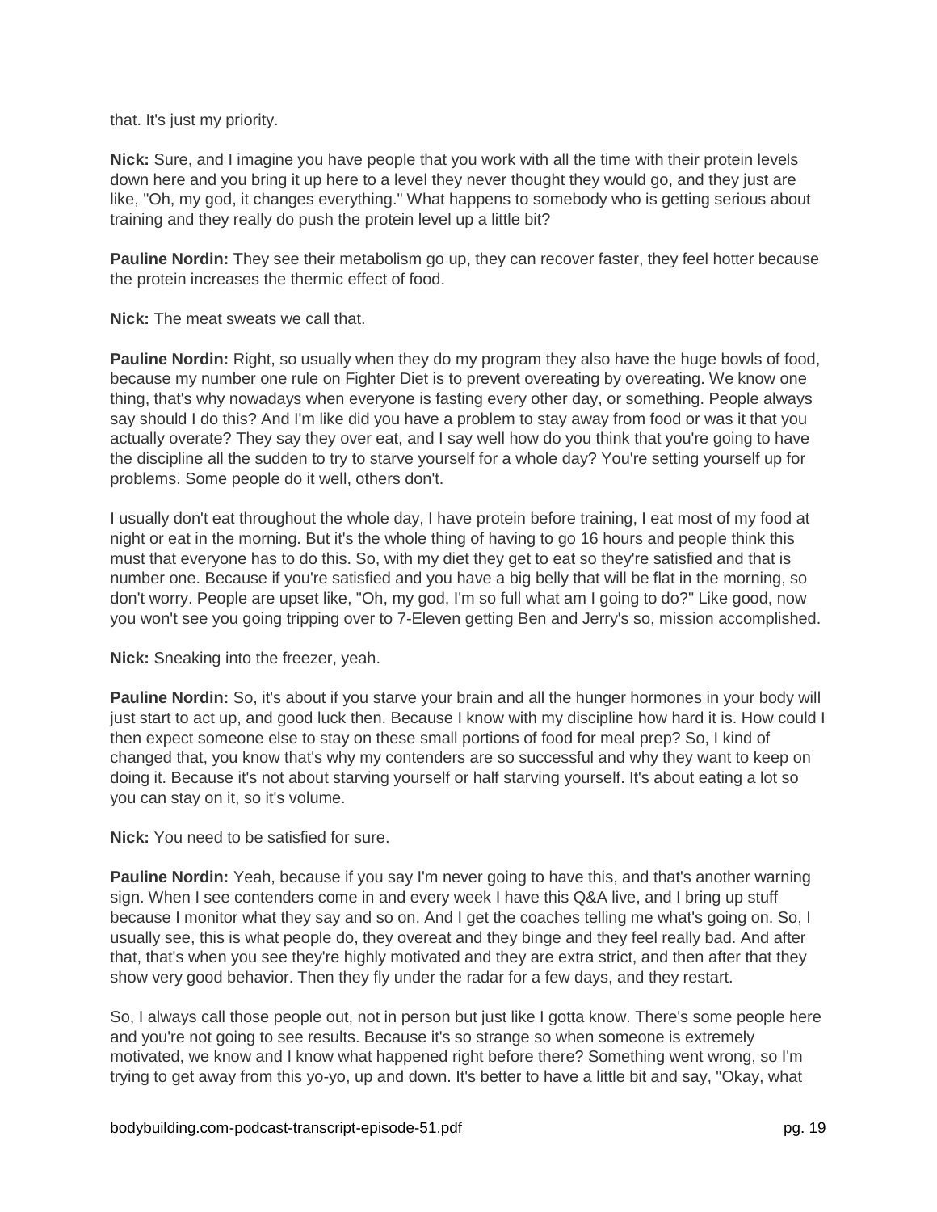that. It's just my priority.

**Nick:** Sure, and I imagine you have people that you work with all the time with their protein levels down here and you bring it up here to a level they never thought they would go, and they just are like, "Oh, my god, it changes everything." What happens to somebody who is getting serious about training and they really do push the protein level up a little bit?

**Pauline Nordin:** They see their metabolism go up, they can recover faster, they feel hotter because the protein increases the thermic effect of food.

**Nick:** The meat sweats we call that.

**Pauline Nordin:** Right, so usually when they do my program they also have the huge bowls of food, because my number one rule on Fighter Diet is to prevent overeating by overeating. We know one thing, that's why nowadays when everyone is fasting every other day, or something. People always say should I do this? And I'm like did you have a problem to stay away from food or was it that you actually overate? They say they over eat, and I say well how do you think that you're going to have the discipline all the sudden to try to starve yourself for a whole day? You're setting yourself up for problems. Some people do it well, others don't.

I usually don't eat throughout the whole day, I have protein before training, I eat most of my food at night or eat in the morning. But it's the whole thing of having to go 16 hours and people think this must that everyone has to do this. So, with my diet they get to eat so they're satisfied and that is number one. Because if you're satisfied and you have a big belly that will be flat in the morning, so don't worry. People are upset like, "Oh, my god, I'm so full what am I going to do?" Like good, now you won't see you going tripping over to 7-Eleven getting Ben and Jerry's so, mission accomplished.

**Nick:** Sneaking into the freezer, yeah.

**Pauline Nordin:** So, it's about if you starve your brain and all the hunger hormones in your body will just start to act up, and good luck then. Because I know with my discipline how hard it is. How could I then expect someone else to stay on these small portions of food for meal prep? So, I kind of changed that, you know that's why my contenders are so successful and why they want to keep on doing it. Because it's not about starving yourself or half starving yourself. It's about eating a lot so you can stay on it, so it's volume.

**Nick:** You need to be satisfied for sure.

**Pauline Nordin:** Yeah, because if you say I'm never going to have this, and that's another warning sign. When I see contenders come in and every week I have this Q&A live, and I bring up stuff because I monitor what they say and so on. And I get the coaches telling me what's going on. So, I usually see, this is what people do, they overeat and they binge and they feel really bad. And after that, that's when you see they're highly motivated and they are extra strict, and then after that they show very good behavior. Then they fly under the radar for a few days, and they restart.

So, I always call those people out, not in person but just like I gotta know. There's some people here and you're not going to see results. Because it's so strange so when someone is extremely motivated, we know and I know what happened right before there? Something went wrong, so I'm trying to get away from this yo-yo, up and down. It's better to have a little bit and say, "Okay, what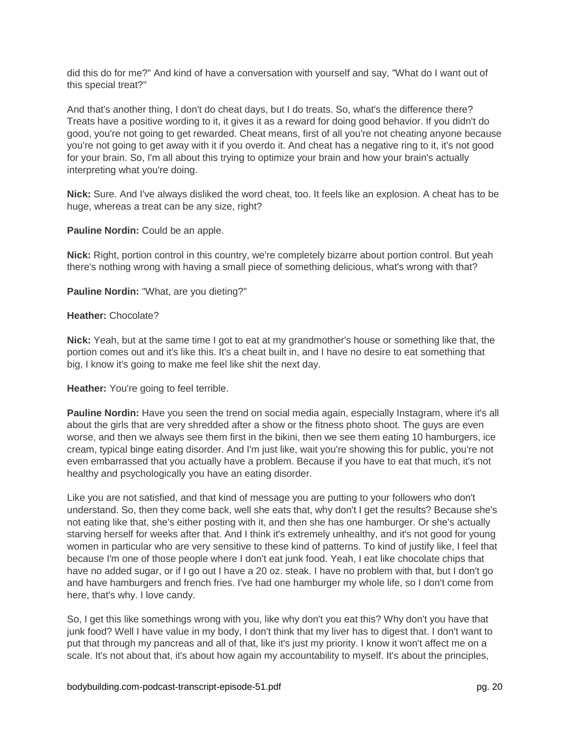did this do for me?" And kind of have a conversation with yourself and say, "What do I want out of this special treat?"

And that's another thing, I don't do cheat days, but I do treats. So, what's the difference there? Treats have a positive wording to it, it gives it as a reward for doing good behavior. If you didn't do good, you're not going to get rewarded. Cheat means, first of all you're not cheating anyone because you're not going to get away with it if you overdo it. And cheat has a negative ring to it, it's not good for your brain. So, I'm all about this trying to optimize your brain and how your brain's actually interpreting what you're doing.

**Nick:** Sure. And I've always disliked the word cheat, too. It feels like an explosion. A cheat has to be huge, whereas a treat can be any size, right?

**Pauline Nordin:** Could be an apple.

**Nick:** Right, portion control in this country, we're completely bizarre about portion control. But yeah there's nothing wrong with having a small piece of something delicious, what's wrong with that?

**Pauline Nordin:** "What, are you dieting?"

**Heather:** Chocolate?

**Nick:** Yeah, but at the same time I got to eat at my grandmother's house or something like that, the portion comes out and it's like this. It's a cheat built in, and I have no desire to eat something that big, I know it's going to make me feel like shit the next day.

**Heather:** You're going to feel terrible.

**Pauline Nordin:** Have you seen the trend on social media again, especially Instagram, where it's all about the girls that are very shredded after a show or the fitness photo shoot. The guys are even worse, and then we always see them first in the bikini, then we see them eating 10 hamburgers, ice cream, typical binge eating disorder. And I'm just like, wait you're showing this for public, you're not even embarrassed that you actually have a problem. Because if you have to eat that much, it's not healthy and psychologically you have an eating disorder.

Like you are not satisfied, and that kind of message you are putting to your followers who don't understand. So, then they come back, well she eats that, why don't I get the results? Because she's not eating like that, she's either posting with it, and then she has one hamburger. Or she's actually starving herself for weeks after that. And I think it's extremely unhealthy, and it's not good for young women in particular who are very sensitive to these kind of patterns. To kind of justify like, I feel that because I'm one of those people where I don't eat junk food. Yeah, I eat like chocolate chips that have no added sugar, or if I go out I have a 20 oz. steak. I have no problem with that, but I don't go and have hamburgers and french fries. I've had one hamburger my whole life, so I don't come from here, that's why. I love candy.

So, I get this like somethings wrong with you, like why don't you eat this? Why don't you have that junk food? Well I have value in my body, I don't think that my liver has to digest that. I don't want to put that through my pancreas and all of that, like it's just my priority. I know it won't affect me on a scale. It's not about that, it's about how again my accountability to myself. It's about the principles,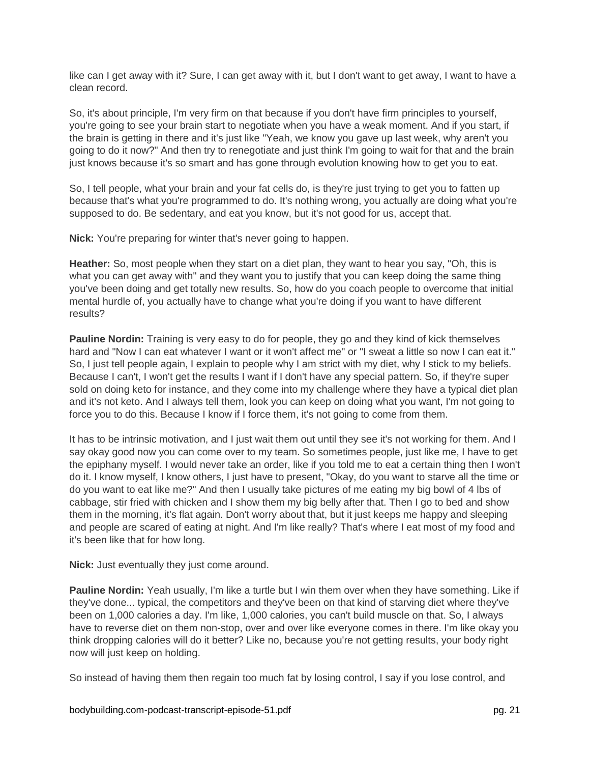like can I get away with it? Sure, I can get away with it, but I don't want to get away, I want to have a clean record.

So, it's about principle, I'm very firm on that because if you don't have firm principles to yourself, you're going to see your brain start to negotiate when you have a weak moment. And if you start, if the brain is getting in there and it's just like "Yeah, we know you gave up last week, why aren't you going to do it now?" And then try to renegotiate and just think I'm going to wait for that and the brain just knows because it's so smart and has gone through evolution knowing how to get you to eat.

So, I tell people, what your brain and your fat cells do, is they're just trying to get you to fatten up because that's what you're programmed to do. It's nothing wrong, you actually are doing what you're supposed to do. Be sedentary, and eat you know, but it's not good for us, accept that.

**Nick:** You're preparing for winter that's never going to happen.

**Heather:** So, most people when they start on a diet plan, they want to hear you say, "Oh, this is what you can get away with" and they want you to justify that you can keep doing the same thing you've been doing and get totally new results. So, how do you coach people to overcome that initial mental hurdle of, you actually have to change what you're doing if you want to have different results?

**Pauline Nordin:** Training is very easy to do for people, they go and they kind of kick themselves hard and "Now I can eat whatever I want or it won't affect me" or "I sweat a little so now I can eat it." So, I just tell people again, I explain to people why I am strict with my diet, why I stick to my beliefs. Because I can't, I won't get the results I want if I don't have any special pattern. So, if they're super sold on doing keto for instance, and they come into my challenge where they have a typical diet plan and it's not keto. And I always tell them, look you can keep on doing what you want, I'm not going to force you to do this. Because I know if I force them, it's not going to come from them.

It has to be intrinsic motivation, and I just wait them out until they see it's not working for them. And I say okay good now you can come over to my team. So sometimes people, just like me, I have to get the epiphany myself. I would never take an order, like if you told me to eat a certain thing then I won't do it. I know myself, I know others, I just have to present, "Okay, do you want to starve all the time or do you want to eat like me?" And then I usually take pictures of me eating my big bowl of 4 lbs of cabbage, stir fried with chicken and I show them my big belly after that. Then I go to bed and show them in the morning, it's flat again. Don't worry about that, but it just keeps me happy and sleeping and people are scared of eating at night. And I'm like really? That's where I eat most of my food and it's been like that for how long.

**Nick:** Just eventually they just come around.

**Pauline Nordin:** Yeah usually, I'm like a turtle but I win them over when they have something. Like if they've done... typical, the competitors and they've been on that kind of starving diet where they've been on 1,000 calories a day. I'm like, 1,000 calories, you can't build muscle on that. So, I always have to reverse diet on them non-stop, over and over like everyone comes in there. I'm like okay you think dropping calories will do it better? Like no, because you're not getting results, your body right now will just keep on holding.

So instead of having them then regain too much fat by losing control, I say if you lose control, and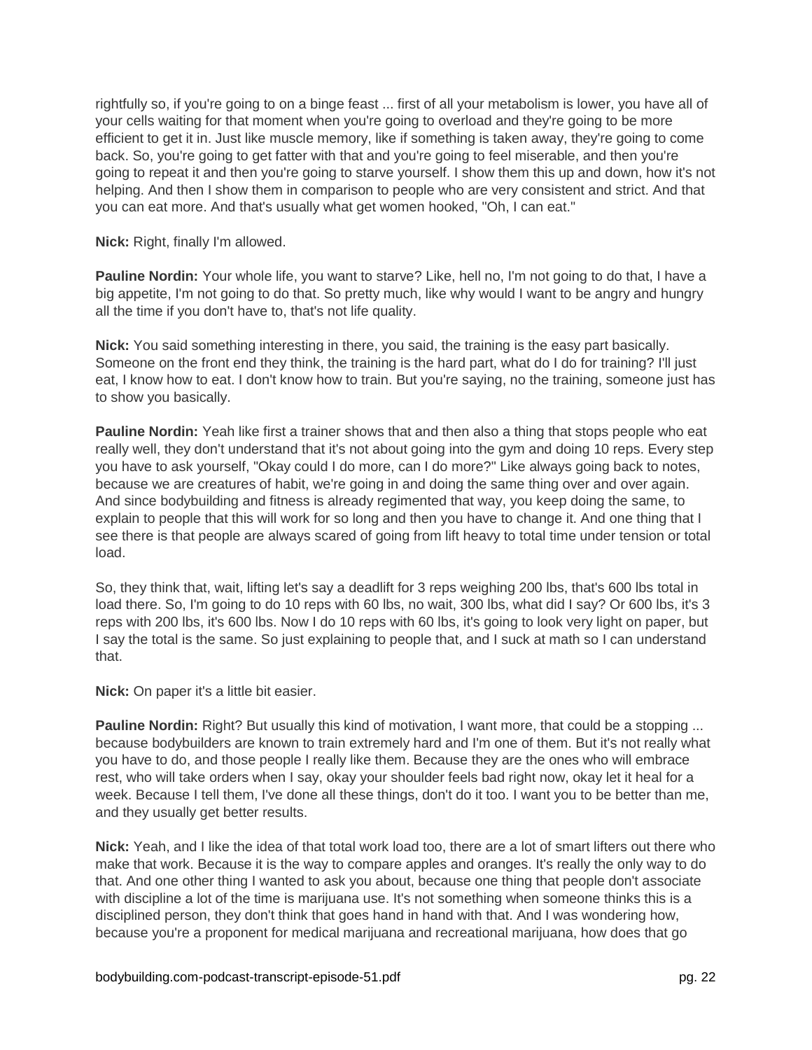rightfully so, if you're going to on a binge feast ... first of all your metabolism is lower, you have all of your cells waiting for that moment when you're going to overload and they're going to be more efficient to get it in. Just like muscle memory, like if something is taken away, they're going to come back. So, you're going to get fatter with that and you're going to feel miserable, and then you're going to repeat it and then you're going to starve yourself. I show them this up and down, how it's not helping. And then I show them in comparison to people who are very consistent and strict. And that you can eat more. And that's usually what get women hooked, "Oh, I can eat."

**Nick:** Right, finally I'm allowed.

**Pauline Nordin:** Your whole life, you want to starve? Like, hell no, I'm not going to do that, I have a big appetite, I'm not going to do that. So pretty much, like why would I want to be angry and hungry all the time if you don't have to, that's not life quality.

**Nick:** You said something interesting in there, you said, the training is the easy part basically. Someone on the front end they think, the training is the hard part, what do I do for training? I'll just eat, I know how to eat. I don't know how to train. But you're saying, no the training, someone just has to show you basically.

**Pauline Nordin:** Yeah like first a trainer shows that and then also a thing that stops people who eat really well, they don't understand that it's not about going into the gym and doing 10 reps. Every step you have to ask yourself, "Okay could I do more, can I do more?" Like always going back to notes, because we are creatures of habit, we're going in and doing the same thing over and over again. And since bodybuilding and fitness is already regimented that way, you keep doing the same, to explain to people that this will work for so long and then you have to change it. And one thing that I see there is that people are always scared of going from lift heavy to total time under tension or total load.

So, they think that, wait, lifting let's say a deadlift for 3 reps weighing 200 lbs, that's 600 lbs total in load there. So, I'm going to do 10 reps with 60 lbs, no wait, 300 lbs, what did I say? Or 600 lbs, it's 3 reps with 200 lbs, it's 600 lbs. Now I do 10 reps with 60 lbs, it's going to look very light on paper, but I say the total is the same. So just explaining to people that, and I suck at math so I can understand that.

**Nick:** On paper it's a little bit easier.

**Pauline Nordin:** Right? But usually this kind of motivation, I want more, that could be a stopping ... because bodybuilders are known to train extremely hard and I'm one of them. But it's not really what you have to do, and those people I really like them. Because they are the ones who will embrace rest, who will take orders when I say, okay your shoulder feels bad right now, okay let it heal for a week. Because I tell them, I've done all these things, don't do it too. I want you to be better than me, and they usually get better results.

**Nick:** Yeah, and I like the idea of that total work load too, there are a lot of smart lifters out there who make that work. Because it is the way to compare apples and oranges. It's really the only way to do that. And one other thing I wanted to ask you about, because one thing that people don't associate with discipline a lot of the time is marijuana use. It's not something when someone thinks this is a disciplined person, they don't think that goes hand in hand with that. And I was wondering how, because you're a proponent for medical marijuana and recreational marijuana, how does that go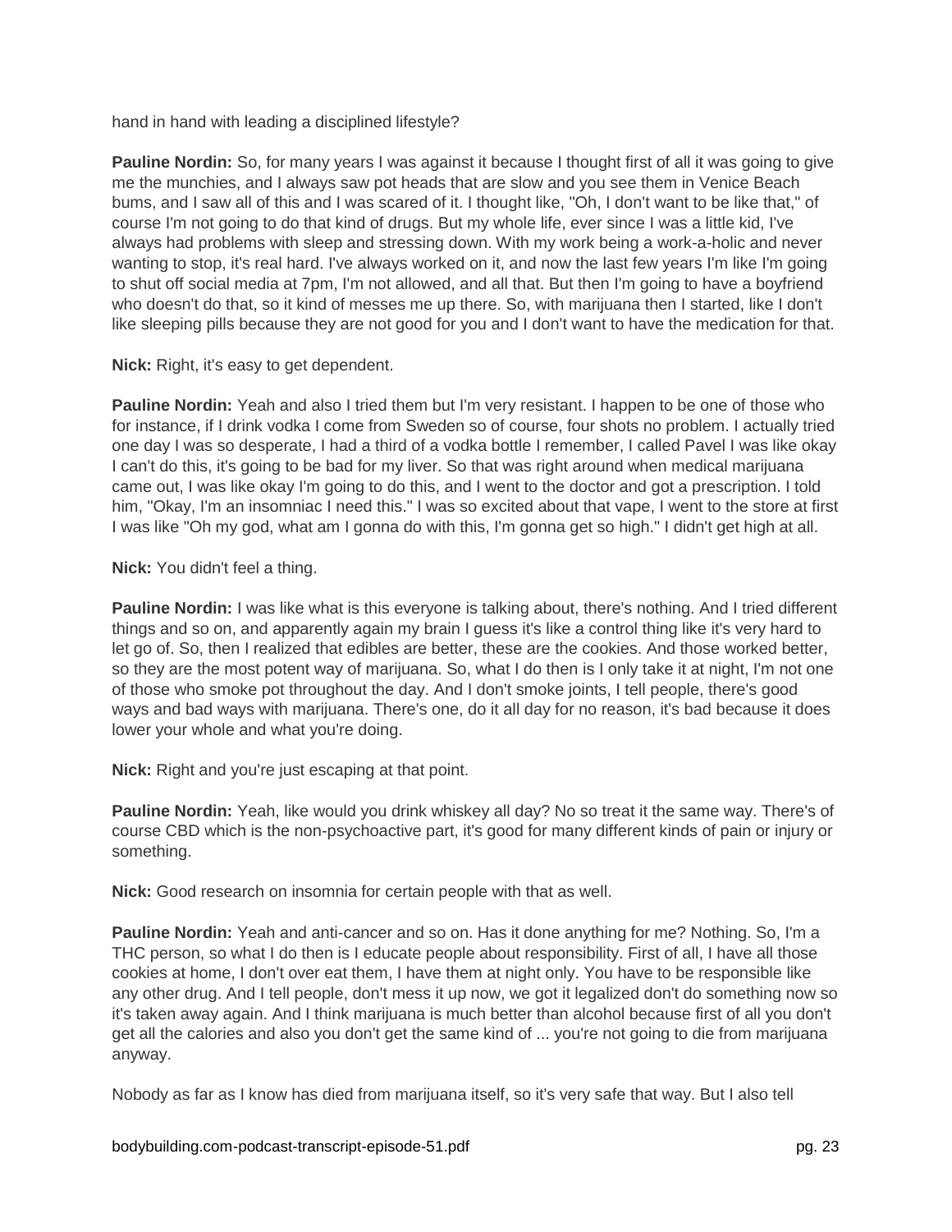hand in hand with leading a disciplined lifestyle?

**Pauline Nordin:** So, for many years I was against it because I thought first of all it was going to give me the munchies, and I always saw pot heads that are slow and you see them in Venice Beach bums, and I saw all of this and I was scared of it. I thought like, "Oh, I don't want to be like that," of course I'm not going to do that kind of drugs. But my whole life, ever since I was a little kid, I've always had problems with sleep and stressing down. With my work being a work-a-holic and never wanting to stop, it's real hard. I've always worked on it, and now the last few years I'm like I'm going to shut off social media at 7pm, I'm not allowed, and all that. But then I'm going to have a boyfriend who doesn't do that, so it kind of messes me up there. So, with marijuana then I started, like I don't like sleeping pills because they are not good for you and I don't want to have the medication for that.

**Nick:** Right, it's easy to get dependent.

**Pauline Nordin:** Yeah and also I tried them but I'm very resistant. I happen to be one of those who for instance, if I drink vodka I come from Sweden so of course, four shots no problem. I actually tried one day I was so desperate, I had a third of a vodka bottle I remember, I called Pavel I was like okay I can't do this, it's going to be bad for my liver. So that was right around when medical marijuana came out, I was like okay I'm going to do this, and I went to the doctor and got a prescription. I told him, "Okay, I'm an insomniac I need this." I was so excited about that vape, I went to the store at first I was like "Oh my god, what am I gonna do with this, I'm gonna get so high." I didn't get high at all.

**Nick:** You didn't feel a thing.

**Pauline Nordin:** I was like what is this everyone is talking about, there's nothing. And I tried different things and so on, and apparently again my brain I guess it's like a control thing like it's very hard to let go of. So, then I realized that edibles are better, these are the cookies. And those worked better, so they are the most potent way of marijuana. So, what I do then is I only take it at night, I'm not one of those who smoke pot throughout the day. And I don't smoke joints, I tell people, there's good ways and bad ways with marijuana. There's one, do it all day for no reason, it's bad because it does lower your whole and what you're doing.

**Nick:** Right and you're just escaping at that point.

**Pauline Nordin:** Yeah, like would you drink whiskey all day? No so treat it the same way. There's of course CBD which is the non-psychoactive part, it's good for many different kinds of pain or injury or something.

**Nick:** Good research on insomnia for certain people with that as well.

**Pauline Nordin:** Yeah and anti-cancer and so on. Has it done anything for me? Nothing. So, I'm a THC person, so what I do then is I educate people about responsibility. First of all, I have all those cookies at home, I don't over eat them, I have them at night only. You have to be responsible like any other drug. And I tell people, don't mess it up now, we got it legalized don't do something now so it's taken away again. And I think marijuana is much better than alcohol because first of all you don't get all the calories and also you don't get the same kind of ... you're not going to die from marijuana anyway.

Nobody as far as I know has died from marijuana itself, so it's very safe that way. But I also tell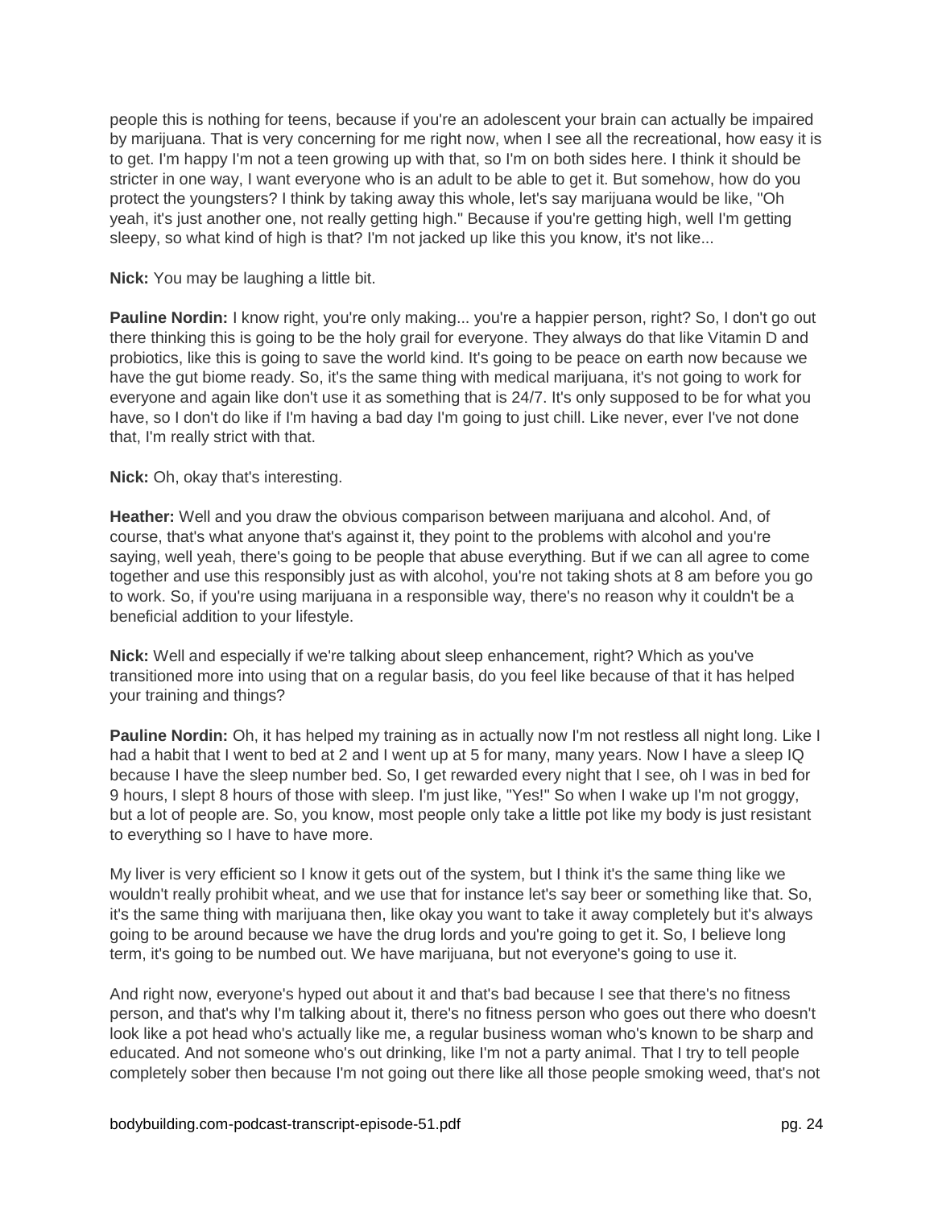people this is nothing for teens, because if you're an adolescent your brain can actually be impaired by marijuana. That is very concerning for me right now, when I see all the recreational, how easy it is to get. I'm happy I'm not a teen growing up with that, so I'm on both sides here. I think it should be stricter in one way, I want everyone who is an adult to be able to get it. But somehow, how do you protect the youngsters? I think by taking away this whole, let's say marijuana would be like, "Oh yeah, it's just another one, not really getting high." Because if you're getting high, well I'm getting sleepy, so what kind of high is that? I'm not jacked up like this you know, it's not like...

**Nick:** You may be laughing a little bit.

**Pauline Nordin:** I know right, you're only making... you're a happier person, right? So, I don't go out there thinking this is going to be the holy grail for everyone. They always do that like Vitamin D and probiotics, like this is going to save the world kind. It's going to be peace on earth now because we have the gut biome ready. So, it's the same thing with medical marijuana, it's not going to work for everyone and again like don't use it as something that is 24/7. It's only supposed to be for what you have, so I don't do like if I'm having a bad day I'm going to just chill. Like never, ever I've not done that, I'm really strict with that.

**Nick:** Oh, okay that's interesting.

**Heather:** Well and you draw the obvious comparison between marijuana and alcohol. And, of course, that's what anyone that's against it, they point to the problems with alcohol and you're saying, well yeah, there's going to be people that abuse everything. But if we can all agree to come together and use this responsibly just as with alcohol, you're not taking shots at 8 am before you go to work. So, if you're using marijuana in a responsible way, there's no reason why it couldn't be a beneficial addition to your lifestyle.

**Nick:** Well and especially if we're talking about sleep enhancement, right? Which as you've transitioned more into using that on a regular basis, do you feel like because of that it has helped your training and things?

**Pauline Nordin:** Oh, it has helped my training as in actually now I'm not restless all night long. Like I had a habit that I went to bed at 2 and I went up at 5 for many, many years. Now I have a sleep IQ because I have the sleep number bed. So, I get rewarded every night that I see, oh I was in bed for 9 hours, I slept 8 hours of those with sleep. I'm just like, "Yes!" So when I wake up I'm not groggy, but a lot of people are. So, you know, most people only take a little pot like my body is just resistant to everything so I have to have more.

My liver is very efficient so I know it gets out of the system, but I think it's the same thing like we wouldn't really prohibit wheat, and we use that for instance let's say beer or something like that. So, it's the same thing with marijuana then, like okay you want to take it away completely but it's always going to be around because we have the drug lords and you're going to get it. So, I believe long term, it's going to be numbed out. We have marijuana, but not everyone's going to use it.

And right now, everyone's hyped out about it and that's bad because I see that there's no fitness person, and that's why I'm talking about it, there's no fitness person who goes out there who doesn't look like a pot head who's actually like me, a regular business woman who's known to be sharp and educated. And not someone who's out drinking, like I'm not a party animal. That I try to tell people completely sober then because I'm not going out there like all those people smoking weed, that's not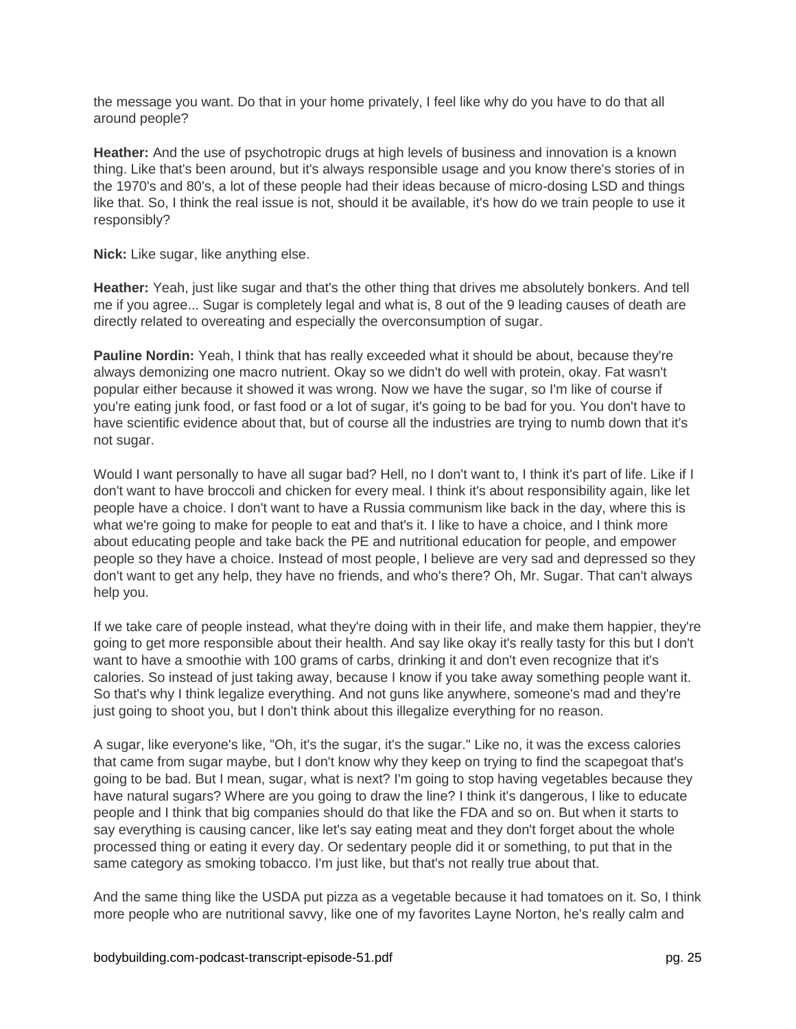the message you want. Do that in your home privately, I feel like why do you have to do that all around people?

**Heather:** And the use of psychotropic drugs at high levels of business and innovation is a known thing. Like that's been around, but it's always responsible usage and you know there's stories of in the 1970's and 80's, a lot of these people had their ideas because of micro-dosing LSD and things like that. So, I think the real issue is not, should it be available, it's how do we train people to use it responsibly?

**Nick:** Like sugar, like anything else.

**Heather:** Yeah, just like sugar and that's the other thing that drives me absolutely bonkers. And tell me if you agree... Sugar is completely legal and what is, 8 out of the 9 leading causes of death are directly related to overeating and especially the overconsumption of sugar.

**Pauline Nordin:** Yeah, I think that has really exceeded what it should be about, because they're always demonizing one macro nutrient. Okay so we didn't do well with protein, okay. Fat wasn't popular either because it showed it was wrong. Now we have the sugar, so I'm like of course if you're eating junk food, or fast food or a lot of sugar, it's going to be bad for you. You don't have to have scientific evidence about that, but of course all the industries are trying to numb down that it's not sugar.

Would I want personally to have all sugar bad? Hell, no I don't want to, I think it's part of life. Like if I don't want to have broccoli and chicken for every meal. I think it's about responsibility again, like let people have a choice. I don't want to have a Russia communism like back in the day, where this is what we're going to make for people to eat and that's it. I like to have a choice, and I think more about educating people and take back the PE and nutritional education for people, and empower people so they have a choice. Instead of most people, I believe are very sad and depressed so they don't want to get any help, they have no friends, and who's there? Oh, Mr. Sugar. That can't always help you.

If we take care of people instead, what they're doing with in their life, and make them happier, they're going to get more responsible about their health. And say like okay it's really tasty for this but I don't want to have a smoothie with 100 grams of carbs, drinking it and don't even recognize that it's calories. So instead of just taking away, because I know if you take away something people want it. So that's why I think legalize everything. And not guns like anywhere, someone's mad and they're just going to shoot you, but I don't think about this illegalize everything for no reason.

A sugar, like everyone's like, "Oh, it's the sugar, it's the sugar." Like no, it was the excess calories that came from sugar maybe, but I don't know why they keep on trying to find the scapegoat that's going to be bad. But I mean, sugar, what is next? I'm going to stop having vegetables because they have natural sugars? Where are you going to draw the line? I think it's dangerous, I like to educate people and I think that big companies should do that like the FDA and so on. But when it starts to say everything is causing cancer, like let's say eating meat and they don't forget about the whole processed thing or eating it every day. Or sedentary people did it or something, to put that in the same category as smoking tobacco. I'm just like, but that's not really true about that.

And the same thing like the USDA put pizza as a vegetable because it had tomatoes on it. So, I think more people who are nutritional savvy, like one of my favorites Layne Norton, he's really calm and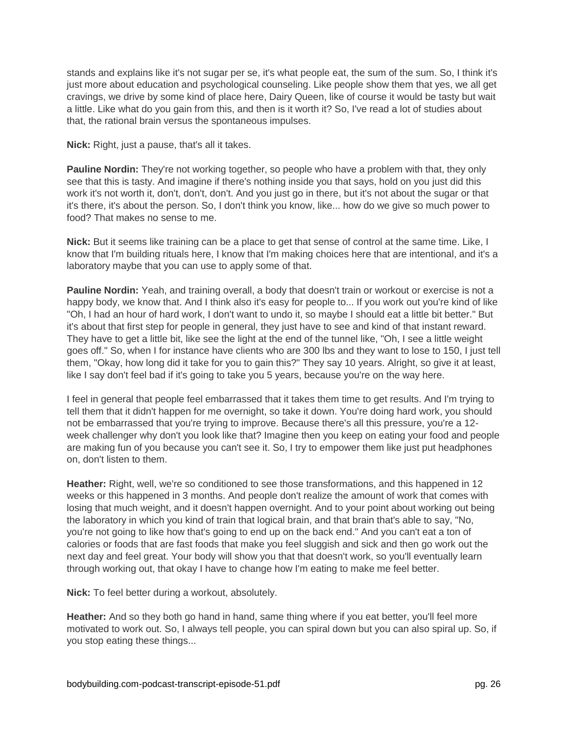stands and explains like it's not sugar per se, it's what people eat, the sum of the sum. So, I think it's just more about education and psychological counseling. Like people show them that yes, we all get cravings, we drive by some kind of place here, Dairy Queen, like of course it would be tasty but wait a little. Like what do you gain from this, and then is it worth it? So, I've read a lot of studies about that, the rational brain versus the spontaneous impulses.

**Nick:** Right, just a pause, that's all it takes.

**Pauline Nordin:** They're not working together, so people who have a problem with that, they only see that this is tasty. And imagine if there's nothing inside you that says, hold on you just did this work it's not worth it, don't, don't, don't. And you just go in there, but it's not about the sugar or that it's there, it's about the person. So, I don't think you know, like... how do we give so much power to food? That makes no sense to me.

**Nick:** But it seems like training can be a place to get that sense of control at the same time. Like, I know that I'm building rituals here, I know that I'm making choices here that are intentional, and it's a laboratory maybe that you can use to apply some of that.

**Pauline Nordin:** Yeah, and training overall, a body that doesn't train or workout or exercise is not a happy body, we know that. And I think also it's easy for people to... If you work out you're kind of like "Oh, I had an hour of hard work, I don't want to undo it, so maybe I should eat a little bit better." But it's about that first step for people in general, they just have to see and kind of that instant reward. They have to get a little bit, like see the light at the end of the tunnel like, "Oh, I see a little weight goes off." So, when I for instance have clients who are 300 lbs and they want to lose to 150, I just tell them, "Okay, how long did it take for you to gain this?" They say 10 years. Alright, so give it at least, like I say don't feel bad if it's going to take you 5 years, because you're on the way here.

I feel in general that people feel embarrassed that it takes them time to get results. And I'm trying to tell them that it didn't happen for me overnight, so take it down. You're doing hard work, you should not be embarrassed that you're trying to improve. Because there's all this pressure, you're a 12-week challenger why don't you look like that? Imagine then you keep on eating your food and people are making fun of you because you can't see it. So, I try to empower them like just put headphones on, don't listen to them.

**Heather:** Right, well, we're so conditioned to see those transformations, and this happened in 12 weeks or this happened in 3 months. And people don't realize the amount of work that comes with losing that much weight, and it doesn't happen overnight. And to your point about working out being the laboratory in which you kind of train that logical brain, and that brain that's able to say, "No, you're not going to like how that's going to end up on the back end." And you can't eat a ton of calories or foods that are fast foods that make you feel sluggish and sick and then go work out the next day and feel great. Your body will show you that that doesn't work, so you'll eventually learn through working out, that okay I have to change how I'm eating to make me feel better.

**Nick:** To feel better during a workout, absolutely.

**Heather:** And so they both go hand in hand, same thing where if you eat better, you'll feel more motivated to work out. So, I always tell people, you can spiral down but you can also spiral up. So, if you stop eating these things...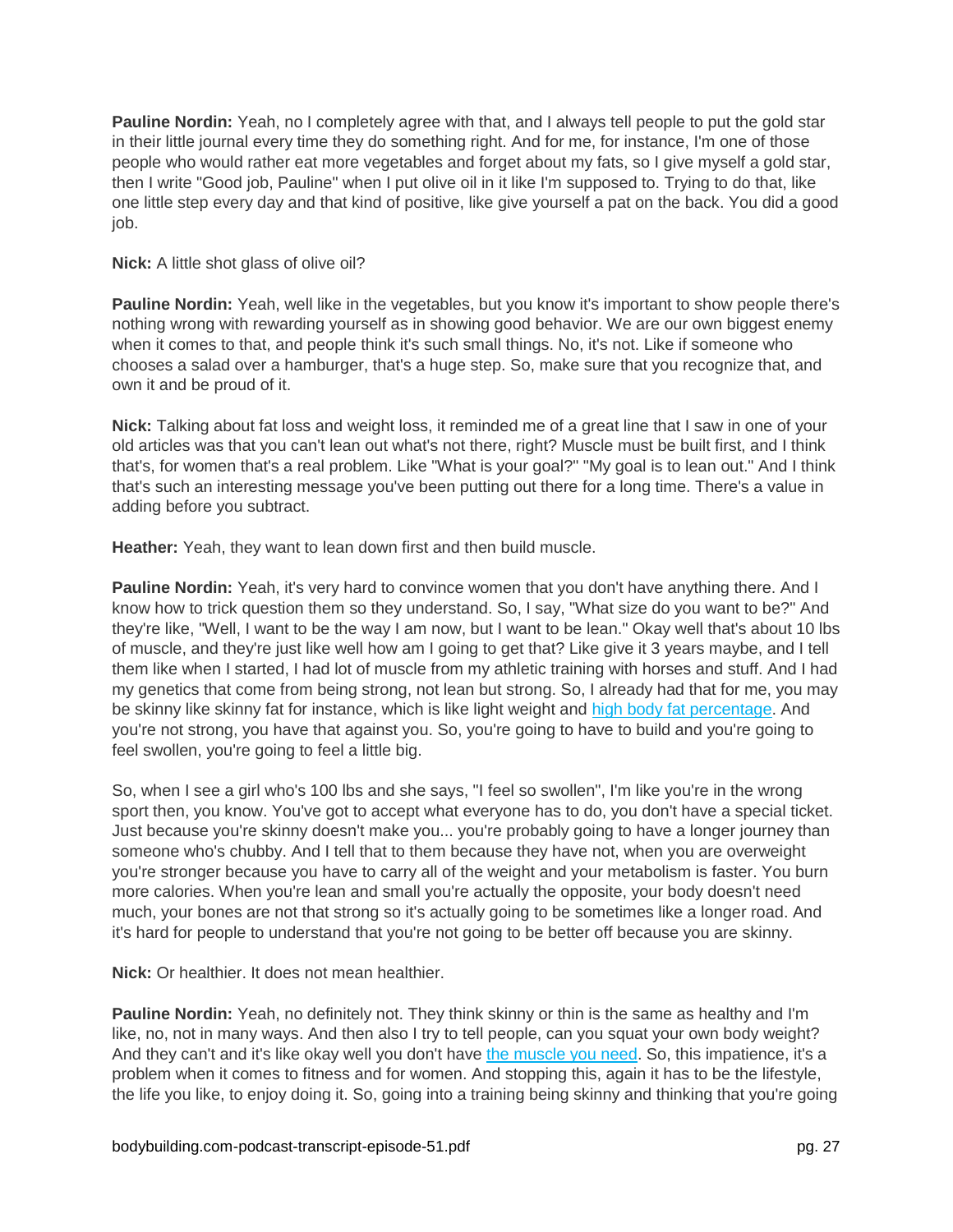**Pauline Nordin:** Yeah, no I completely agree with that, and I always tell people to put the gold star in their little journal every time they do something right. And for me, for instance, I'm one of those people who would rather eat more vegetables and forget about my fats, so I give myself a gold star, then I write "Good job, Pauline" when I put olive oil in it like I'm supposed to. Trying to do that, like one little step every day and that kind of positive, like give yourself a pat on the back. You did a good job.

**Nick:** A little shot glass of olive oil?

**Pauline Nordin:** Yeah, well like in the vegetables, but you know it's important to show people there's nothing wrong with rewarding yourself as in showing good behavior. We are our own biggest enemy when it comes to that, and people think it's such small things. No, it's not. Like if someone who chooses a salad over a hamburger, that's a huge step. So, make sure that you recognize that, and own it and be proud of it.

**Nick:** Talking about fat loss and weight loss, it reminded me of a great line that I saw in one of your old articles was that you can't lean out what's not there, right? Muscle must be built first, and I think that's, for women that's a real problem. Like "What is your goal?" "My goal is to lean out." And I think that's such an interesting message you've been putting out there for a long time. There's a value in adding before you subtract.

**Heather:** Yeah, they want to lean down first and then build muscle.

**Pauline Nordin:** Yeah, it's very hard to convince women that you don't have anything there. And I know how to trick question them so they understand. So, I say, "What size do you want to be?" And they're like, "Well, I want to be the way I am now, but I want to be lean." Okay well that's about 10 lbs of muscle, and they're just like well how am I going to get that? Like give it 3 years maybe, and I tell them like when I started, I had lot of muscle from my athletic training with horses and stuff. And I had my genetics that come from being strong, not lean but strong. So, I already had that for me, you may be skinny like skinny fat for instance, which is like light weight and [high body fat percentage](). And you're not strong, you have that against you. So, you're going to have to build and you're going to feel swollen, you're going to feel a little big.

So, when I see a girl who's 100 lbs and she says, "I feel so swollen", I'm like you're in the wrong sport then, you know. You've got to accept what everyone has to do, you don't have a special ticket. Just because you're skinny doesn't make you... you're probably going to have a longer journey than someone who's chubby. And I tell that to them because they have not, when you are overweight you're stronger because you have to carry all of the weight and your metabolism is faster. You burn more calories. When you're lean and small you're actually the opposite, your body doesn't need much, your bones are not that strong so it's actually going to be sometimes like a longer road. And it's hard for people to understand that you're not going to be better off because you are skinny.

**Nick:** Or healthier. It does not mean healthier.

**Pauline Nordin:** Yeah, no definitely not. They think skinny or thin is the same as healthy and I'm like, no, not in many ways. And then also I try to tell people, can you squat your own body weight? And they can't and it's like okay well you don't have [the muscle you need](). So, this impatience, it's a problem when it comes to fitness and for women. And stopping this, again it has to be the lifestyle, the life you like, to enjoy doing it. So, going into a training being skinny and thinking that you're going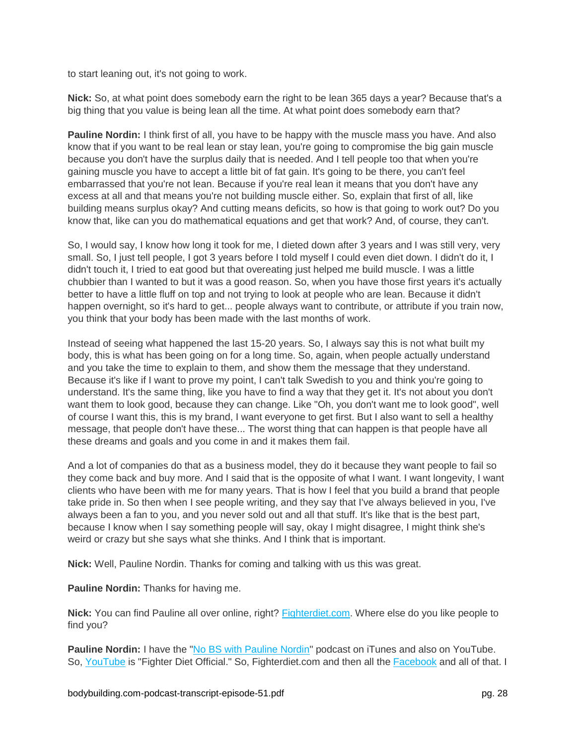to start leaning out, it's not going to work.

**Nick:** So, at what point does somebody earn the right to be lean 365 days a year? Because that's a big thing that you value is being lean all the time. At what point does somebody earn that?

**Pauline Nordin:** I think first of all, you have to be happy with the muscle mass you have. And also know that if you want to be real lean or stay lean, you're going to compromise the big gain muscle because you don't have the surplus daily that is needed. And I tell people too that when you're gaining muscle you have to accept a little bit of fat gain. It's going to be there, you can't feel embarrassed that you're not lean. Because if you're real lean it means that you don't have any excess at all and that means you're not building muscle either. So, explain that first of all, like building means surplus okay? And cutting means deficits, so how is that going to work out? Do you know that, like can you do mathematical equations and get that work? And, of course, they can't.

So, I would say, I know how long it took for me, I dieted down after 3 years and I was still very, very small. So, I just tell people, I got 3 years before I told myself I could even diet down. I didn't do it, I didn't touch it, I tried to eat good but that overeating just helped me build muscle. I was a little chubbier than I wanted to but it was a good reason. So, when you have those first years it's actually better to have a little fluff on top and not trying to look at people who are lean. Because it didn't happen overnight, so it's hard to get... people always want to contribute, or attribute if you train now, you think that your body has been made with the last months of work.

Instead of seeing what happened the last 15-20 years. So, I always say this is not what built my body, this is what has been going on for a long time. So, again, when people actually understand and you take the time to explain to them, and show them the message that they understand. Because it's like if I want to prove my point, I can't talk Swedish to you and think you're going to understand. It's the same thing, like you have to find a way that they get it. It's not about you don't want them to look good, because they can change. Like "Oh, you don't want me to look good", well of course I want this, this is my brand, I want everyone to get first. But I also want to sell a healthy message, that people don't have these... The worst thing that can happen is that people have all these dreams and goals and you come in and it makes them fail.

And a lot of companies do that as a business model, they do it because they want people to fail so they come back and buy more. And I said that is the opposite of what I want. I want longevity, I want clients who have been with me for many years. That is how I feel that you build a brand that people take pride in. So then when I see people writing, and they say that I've always believed in you, I've always been a fan to you, and you never sold out and all that stuff. It's like that is the best part, because I know when I say something people will say, okay I might disagree, I might think she's weird or crazy but she says what she thinks. And I think that is important.

**Nick:** Well, Pauline Nordin. Thanks for coming and talking with us this was great.

**Pauline Nordin:** Thanks for having me.

**Nick:** You can find Pauline all over online, right? Fighterdiet.com. Where else do you like people to find you?

**Pauline Nordin:** I have the "No BS with Pauline Nordin" podcast on iTunes and also on YouTube. So, YouTube is "Fighter Diet Official." So, Fighterdiet.com and then all the Facebook and all of that. I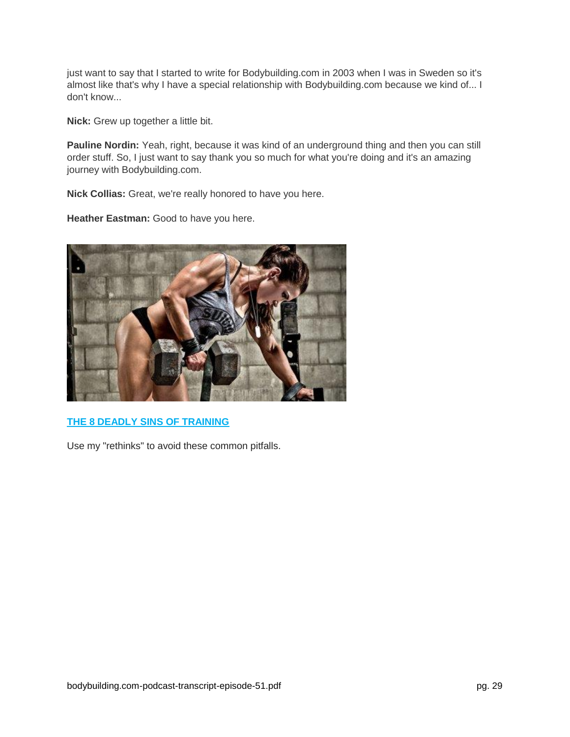just want to say that I started to write for Bodybuilding.com in 2003 when I was in Sweden so it's almost like that's why I have a special relationship with Bodybuilding.com because we kind of... I don't know...

**Nick:** Grew up together a little bit.

**Pauline Nordin:** Yeah, right, because it was kind of an underground thing and then you can still order stuff. So, I just want to say thank you so much for what you're doing and it's an amazing journey with Bodybuilding.com.

**Nick Collias:** Great, we're really honored to have you here.

**Heather Eastman:** Good to have you here.

**THE 8 DEADLY SINS OF TRAINING**

Use my "rethinks" to avoid these common pitfalls.